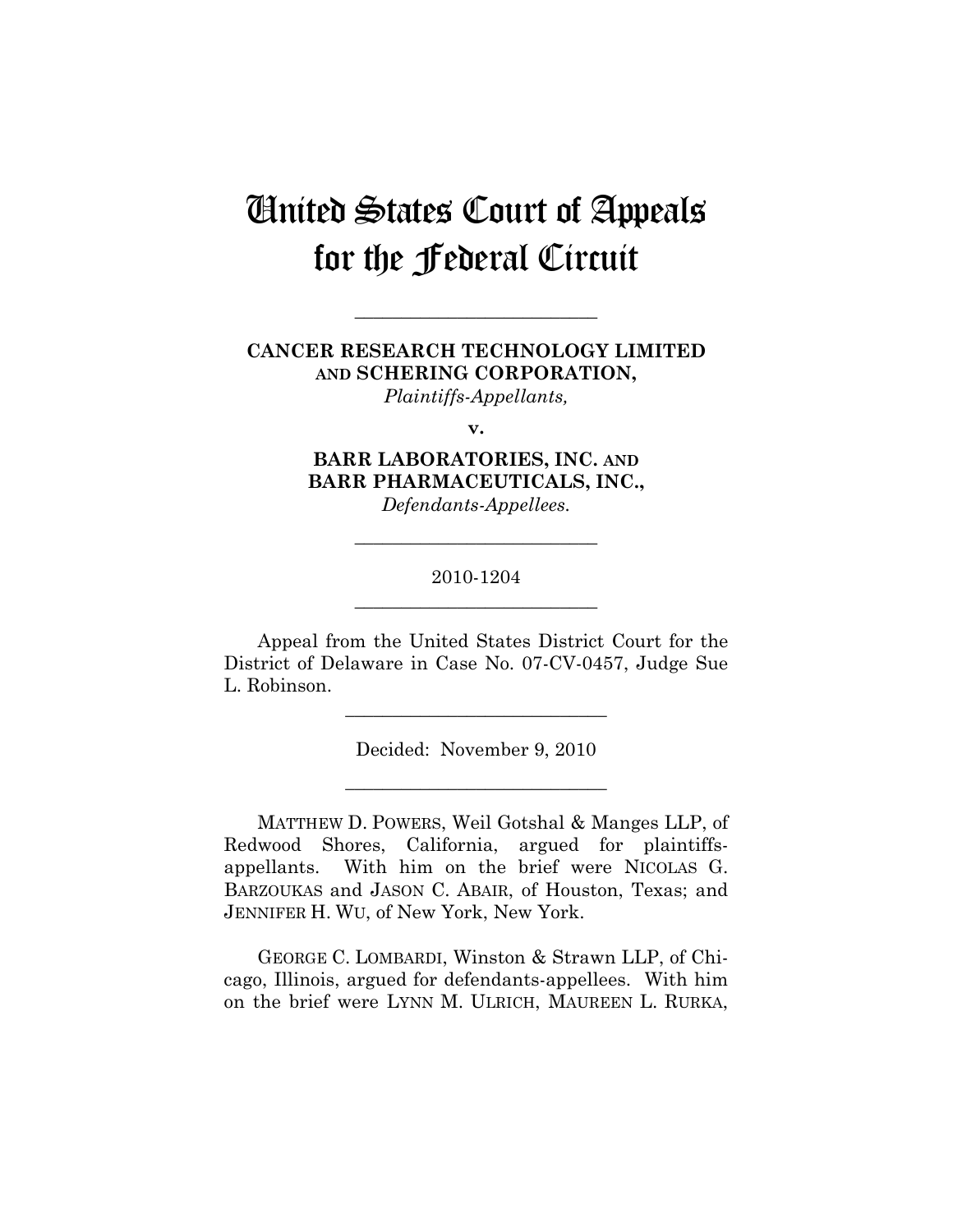# United States Court of Appeals for the Federal Circuit

---

**CANCER RESEARCH TECHNOLOGY LIMITED AND SCHERING CORPORATION,**
*Plaintiffs-Appellants,*

**v.**

**BARR LABORATORIES, INC. AND BARR PHARMACEUTICALS, INC.,**
*Defendants-Appellees.*

---

2010-1204

---

Appeal from the United States District Court for the District of Delaware in Case No. 07-CV-0457, Judge Sue L. Robinson.

---

Decided: November 9, 2010

---

MATTHEW D. POWERS, Weil Gotshal & Manges LLP, of Redwood Shores, California, argued for plaintiffs-appellants. With him on the brief were NICOLAS G. BARZOUKAS and JASON C. ABAIR, of Houston, Texas; and JENNIFER H. WU, of New York, New York.

GEORGE C. LOMBARDI, Winston & Strawn LLP, of Chicago, Illinois, argued for defendants-appellees. With him on the brief were LYNN M. ULRICH, MAUREEN L. RURKA,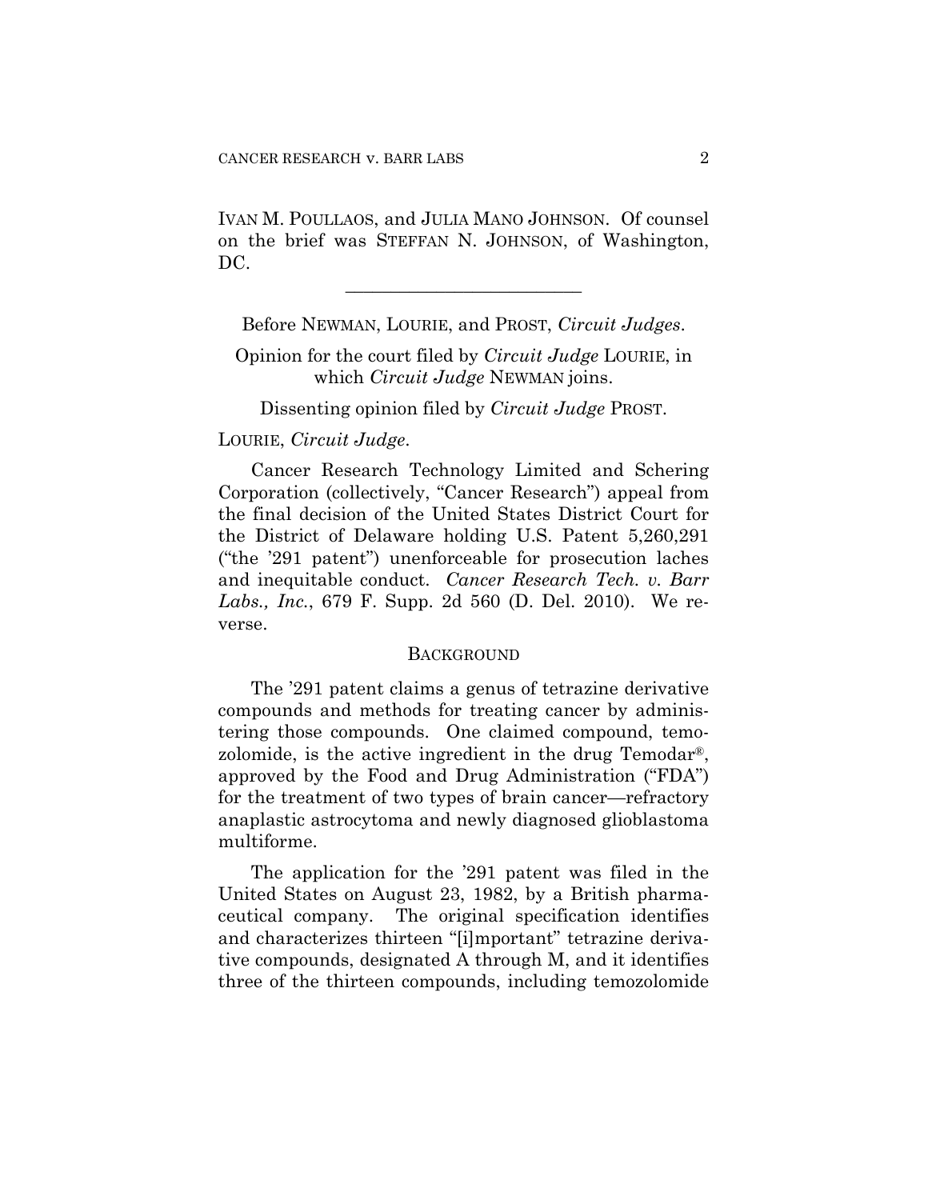IVAN M. POULLAOS, and JULIA MANO JOHNSON. Of counsel on the brief was STEFFAN N. JOHNSON, of Washington, DC.

---

Before NEWMAN, LOURIE, and PROST, *Circuit Judges*.

Opinion for the court filed by *Circuit Judge* LOURIE, in which *Circuit Judge* NEWMAN joins.

Dissenting opinion filed by *Circuit Judge* PROST.

LOURIE, *Circuit Judge*.

Cancer Research Technology Limited and Schering Corporation (collectively, "Cancer Research") appeal from the final decision of the United States District Court for the District of Delaware holding U.S. Patent 5,260,291 ("the '291 patent") unenforceable for prosecution laches and inequitable conduct. *Cancer Research Tech. v. Barr Labs., Inc.*, 679 F. Supp. 2d 560 (D. Del. 2010). We reverse.

## BACKGROUND

The '291 patent claims a genus of tetrazine derivative compounds and methods for treating cancer by administering those compounds. One claimed compound, temozolomide, is the active ingredient in the drug Temodar®, approved by the Food and Drug Administration ("FDA") for the treatment of two types of brain cancer—refractory anaplastic astrocytoma and newly diagnosed glioblastoma multiforme.

The application for the '291 patent was filed in the United States on August 23, 1982, by a British pharmaceutical company. The original specification identifies and characterizes thirteen "[i]mportant" tetrazine derivative compounds, designated A through M, and it identifies three of the thirteen compounds, including temozolomide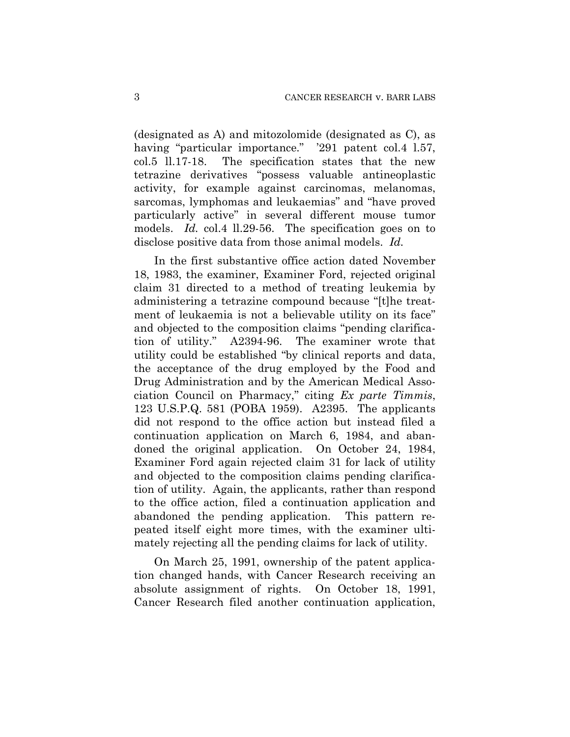(designated as A) and mitozolomide (designated as C), as having "particular importance." '291 patent col.4 l.57, col.5 ll.17-18. The specification states that the new tetrazine derivatives "possess valuable antineoplastic activity, for example against carcinomas, melanomas, sarcomas, lymphomas and leukaemias" and "have proved particularly active" in several different mouse tumor models. *Id.* col.4 ll.29-56. The specification goes on to disclose positive data from those animal models. *Id.*

In the first substantive office action dated November 18, 1983, the examiner, Examiner Ford, rejected original claim 31 directed to a method of treating leukemia by administering a tetrazine compound because "[t]he treatment of leukaemia is not a believable utility on its face" and objected to the composition claims "pending clarification of utility." A2394-96. The examiner wrote that utility could be established "by clinical reports and data, the acceptance of the drug employed by the Food and Drug Administration and by the American Medical Association Council on Pharmacy," citing *Ex parte Timmis*, 123 U.S.P.Q. 581 (POBA 1959). A2395. The applicants did not respond to the office action but instead filed a continuation application on March 6, 1984, and abandoned the original application. On October 24, 1984, Examiner Ford again rejected claim 31 for lack of utility and objected to the composition claims pending clarification of utility. Again, the applicants, rather than respond to the office action, filed a continuation application and abandoned the pending application. This pattern repeated itself eight more times, with the examiner ultimately rejecting all the pending claims for lack of utility.

On March 25, 1991, ownership of the patent application changed hands, with Cancer Research receiving an absolute assignment of rights. On October 18, 1991, Cancer Research filed another continuation application,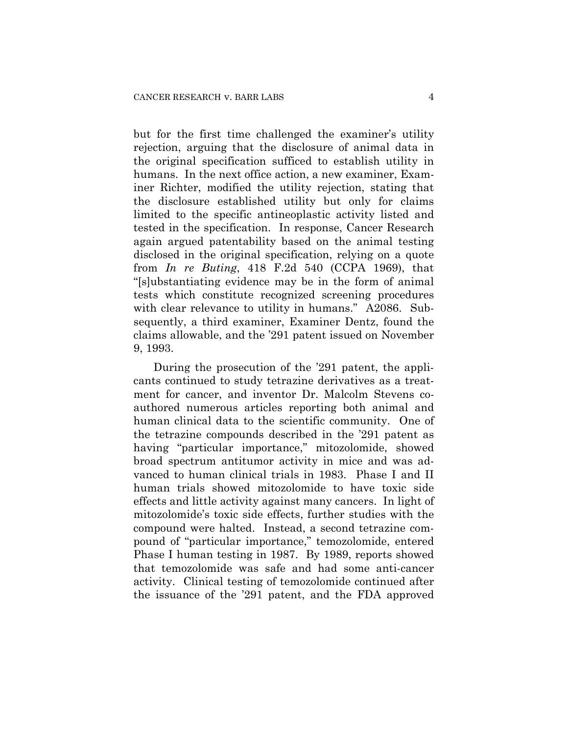but for the first time challenged the examiner's utility rejection, arguing that the disclosure of animal data in the original specification sufficed to establish utility in humans. In the next office action, a new examiner, Examiner Richter, modified the utility rejection, stating that the disclosure established utility but only for claims limited to the specific antineoplastic activity listed and tested in the specification. In response, Cancer Research again argued patentability based on the animal testing disclosed in the original specification, relying on a quote from *In re Buting*, 418 F.2d 540 (CCPA 1969), that "[s]ubstantiating evidence may be in the form of animal tests which constitute recognized screening procedures with clear relevance to utility in humans." A2086. Subsequently, a third examiner, Examiner Dentz, found the claims allowable, and the '291 patent issued on November 9, 1993.

During the prosecution of the '291 patent, the applicants continued to study tetrazine derivatives as a treatment for cancer, and inventor Dr. Malcolm Stevens co-authored numerous articles reporting both animal and human clinical data to the scientific community. One of the tetrazine compounds described in the '291 patent as having "particular importance," mitozolomide, showed broad spectrum antitumor activity in mice and was advanced to human clinical trials in 1983. Phase I and II human trials showed mitozolomide to have toxic side effects and little activity against many cancers. In light of mitozolomide's toxic side effects, further studies with the compound were halted. Instead, a second tetrazine compound of "particular importance," temozolomide, entered Phase I human testing in 1987. By 1989, reports showed that temozolomide was safe and had some anti-cancer activity. Clinical testing of temozolomide continued after the issuance of the '291 patent, and the FDA approved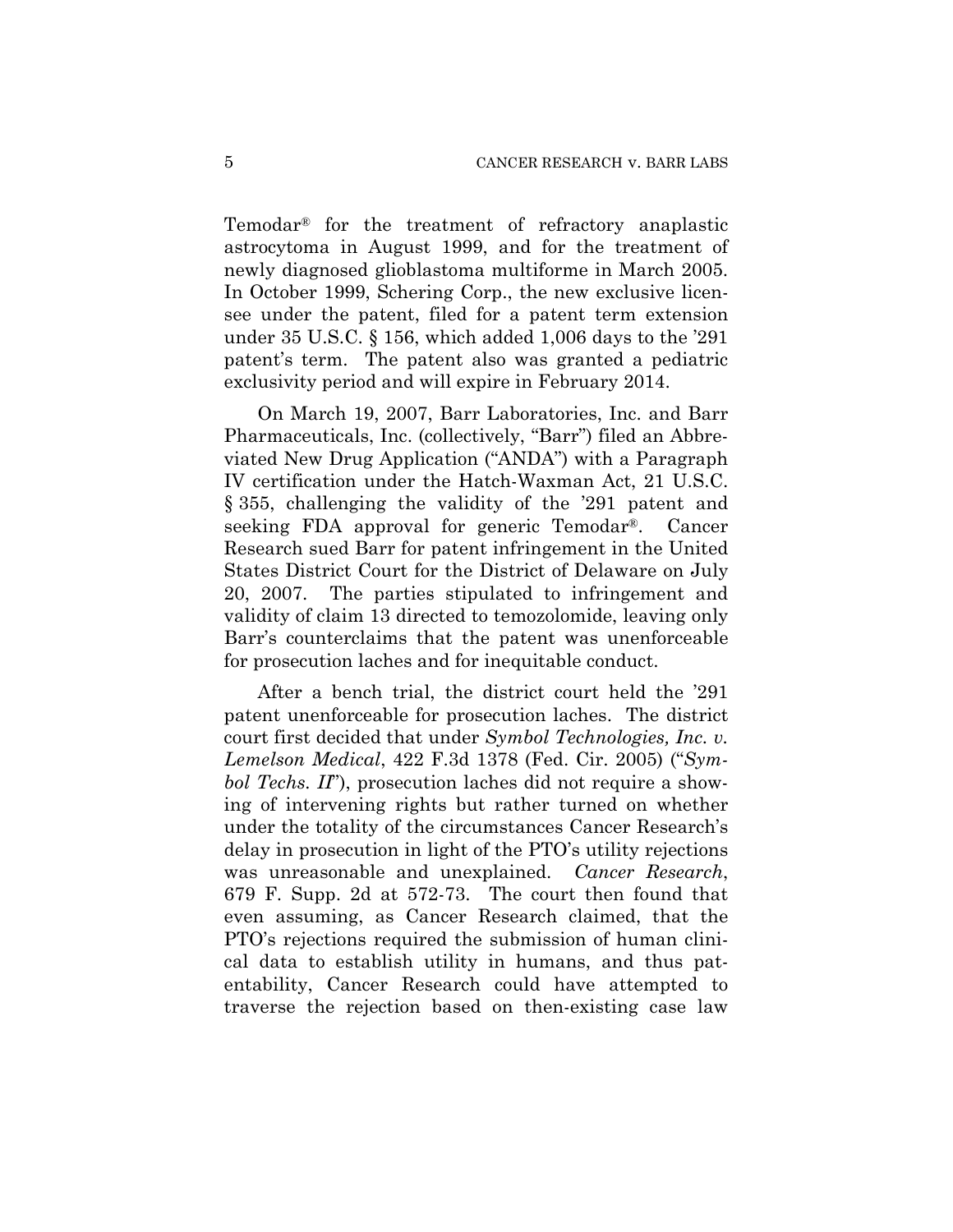Temodar® for the treatment of refractory anaplastic astrocytoma in August 1999, and for the treatment of newly diagnosed glioblastoma multiforme in March 2005. In October 1999, Schering Corp., the new exclusive licensee under the patent, filed for a patent term extension under 35 U.S.C. § 156, which added 1,006 days to the '291 patent's term. The patent also was granted a pediatric exclusivity period and will expire in February 2014.

On March 19, 2007, Barr Laboratories, Inc. and Barr Pharmaceuticals, Inc. (collectively, "Barr") filed an Abbreviated New Drug Application ("ANDA") with a Paragraph IV certification under the Hatch-Waxman Act, 21 U.S.C. § 355, challenging the validity of the '291 patent and seeking FDA approval for generic Temodar®. Cancer Research sued Barr for patent infringement in the United States District Court for the District of Delaware on July 20, 2007. The parties stipulated to infringement and validity of claim 13 directed to temozolomide, leaving only Barr's counterclaims that the patent was unenforceable for prosecution laches and for inequitable conduct.

After a bench trial, the district court held the '291 patent unenforceable for prosecution laches. The district court first decided that under *Symbol Technologies, Inc. v. Lemelson Medical*, 422 F.3d 1378 (Fed. Cir. 2005) ("*Symbol Techs. II*"), prosecution laches did not require a showing of intervening rights but rather turned on whether under the totality of the circumstances Cancer Research's delay in prosecution in light of the PTO's utility rejections was unreasonable and unexplained. *Cancer Research*, 679 F. Supp. 2d at 572-73. The court then found that even assuming, as Cancer Research claimed, that the PTO's rejections required the submission of human clinical data to establish utility in humans, and thus patentability, Cancer Research could have attempted to traverse the rejection based on then-existing case law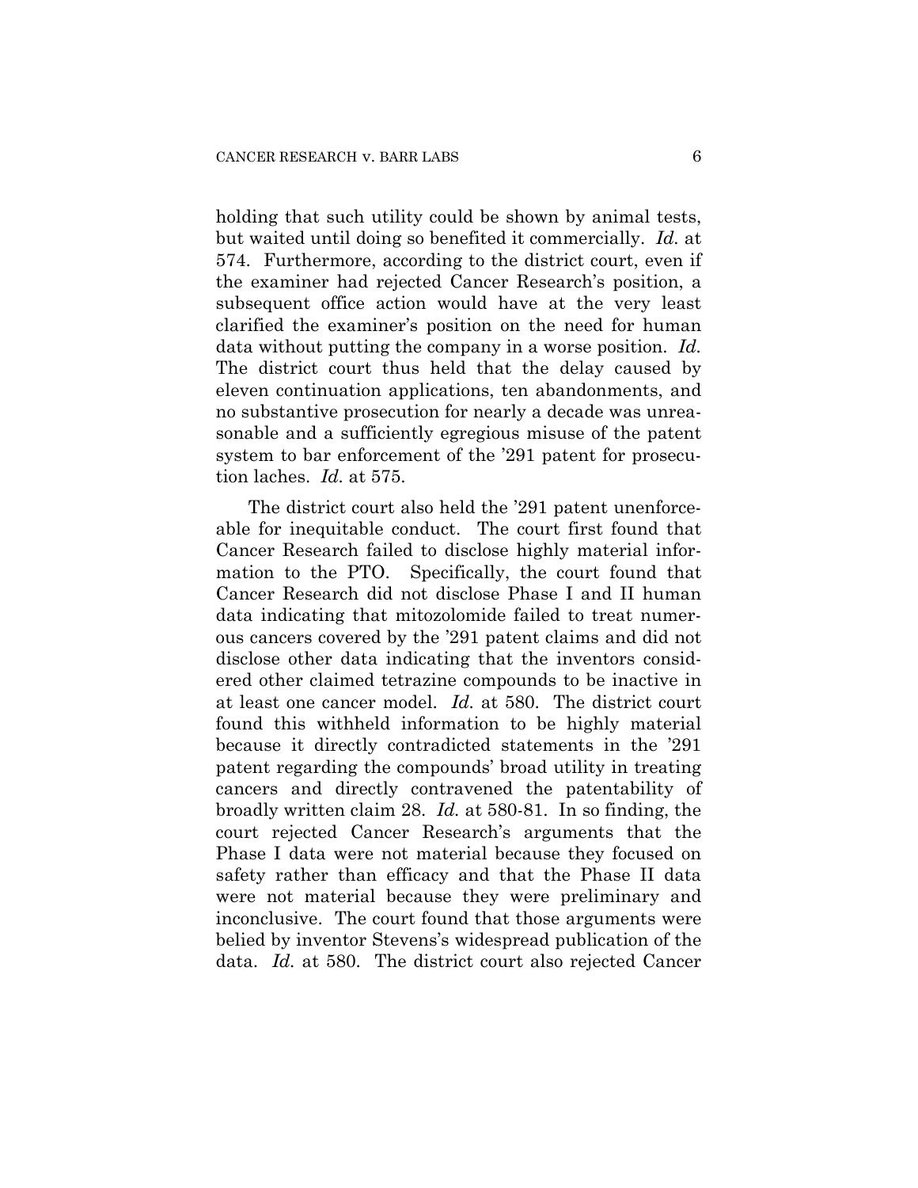holding that such utility could be shown by animal tests, but waited until doing so benefited it commercially. *Id.* at 574. Furthermore, according to the district court, even if the examiner had rejected Cancer Research's position, a subsequent office action would have at the very least clarified the examiner's position on the need for human data without putting the company in a worse position. *Id.* The district court thus held that the delay caused by eleven continuation applications, ten abandonments, and no substantive prosecution for nearly a decade was unreasonable and a sufficiently egregious misuse of the patent system to bar enforcement of the '291 patent for prosecution laches. *Id.* at 575.

The district court also held the '291 patent unenforceable for inequitable conduct. The court first found that Cancer Research failed to disclose highly material information to the PTO. Specifically, the court found that Cancer Research did not disclose Phase I and II human data indicating that mitozolomide failed to treat numerous cancers covered by the '291 patent claims and did not disclose other data indicating that the inventors considered other claimed tetrazine compounds to be inactive in at least one cancer model. *Id.* at 580. The district court found this withheld information to be highly material because it directly contradicted statements in the '291 patent regarding the compounds' broad utility in treating cancers and directly contravened the patentability of broadly written claim 28. *Id.* at 580-81. In so finding, the court rejected Cancer Research's arguments that the Phase I data were not material because they focused on safety rather than efficacy and that the Phase II data were not material because they were preliminary and inconclusive. The court found that those arguments were belied by inventor Stevens's widespread publication of the data. *Id.* at 580. The district court also rejected Cancer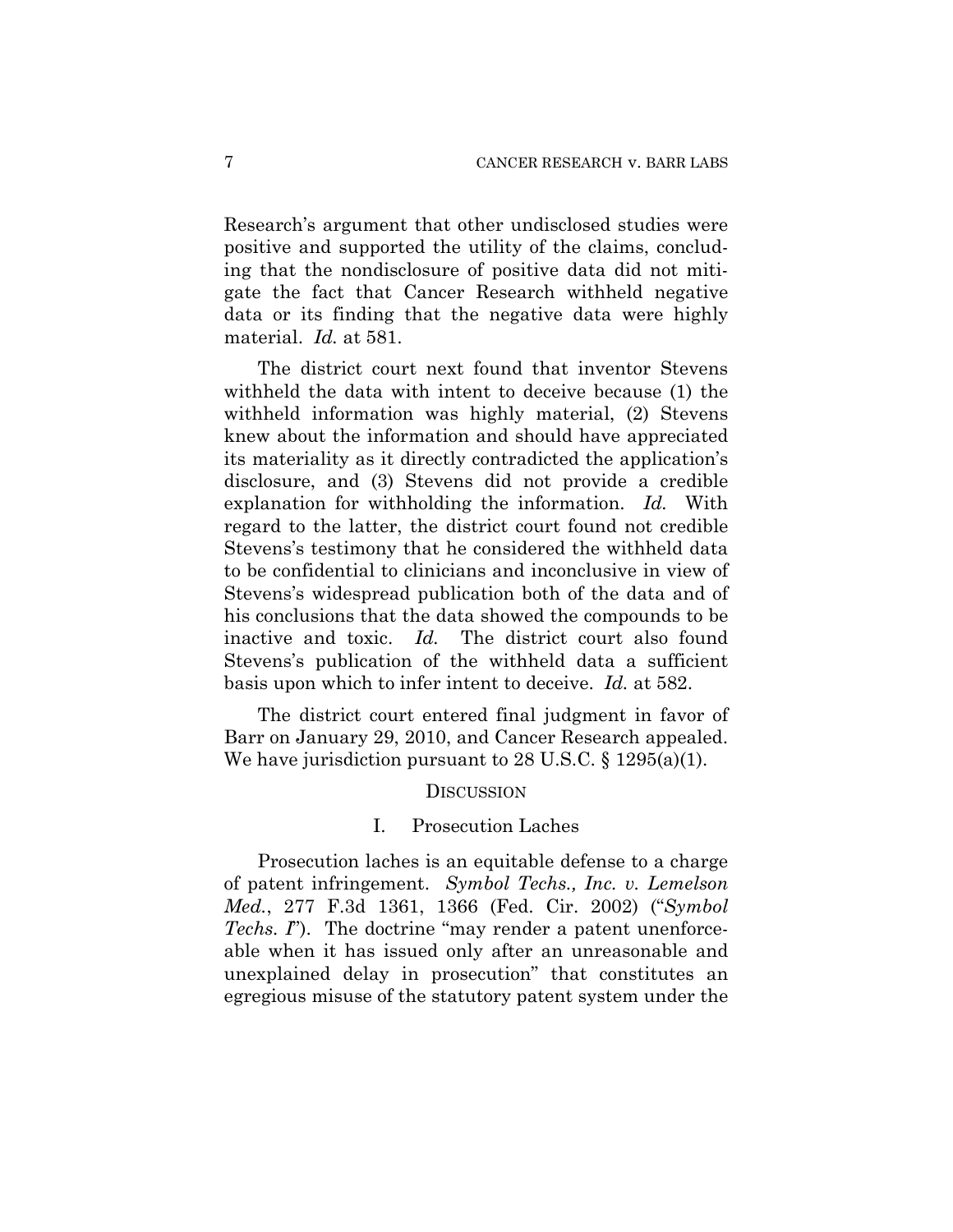Research's argument that other undisclosed studies were positive and supported the utility of the claims, concluding that the nondisclosure of positive data did not mitigate the fact that Cancer Research withheld negative data or its finding that the negative data were highly material. *Id.* at 581.

The district court next found that inventor Stevens withheld the data with intent to deceive because (1) the withheld information was highly material, (2) Stevens knew about the information and should have appreciated its materiality as it directly contradicted the application's disclosure, and (3) Stevens did not provide a credible explanation for withholding the information. *Id.* With regard to the latter, the district court found not credible Stevens's testimony that he considered the withheld data to be confidential to clinicians and inconclusive in view of Stevens's widespread publication both of the data and of his conclusions that the data showed the compounds to be inactive and toxic. *Id.* The district court also found Stevens's publication of the withheld data a sufficient basis upon which to infer intent to deceive. *Id.* at 582.

The district court entered final judgment in favor of Barr on January 29, 2010, and Cancer Research appealed. We have jurisdiction pursuant to 28 U.S.C. § 1295(a)(1).

## DISCUSSION

### I. Prosecution Laches

Prosecution laches is an equitable defense to a charge of patent infringement. *Symbol Techs., Inc. v. Lemelson Med.*, 277 F.3d 1361, 1366 (Fed. Cir. 2002) ("*Symbol Techs. I*"). The doctrine "may render a patent unenforceable when it has issued only after an unreasonable and unexplained delay in prosecution" that constitutes an egregious misuse of the statutory patent system under the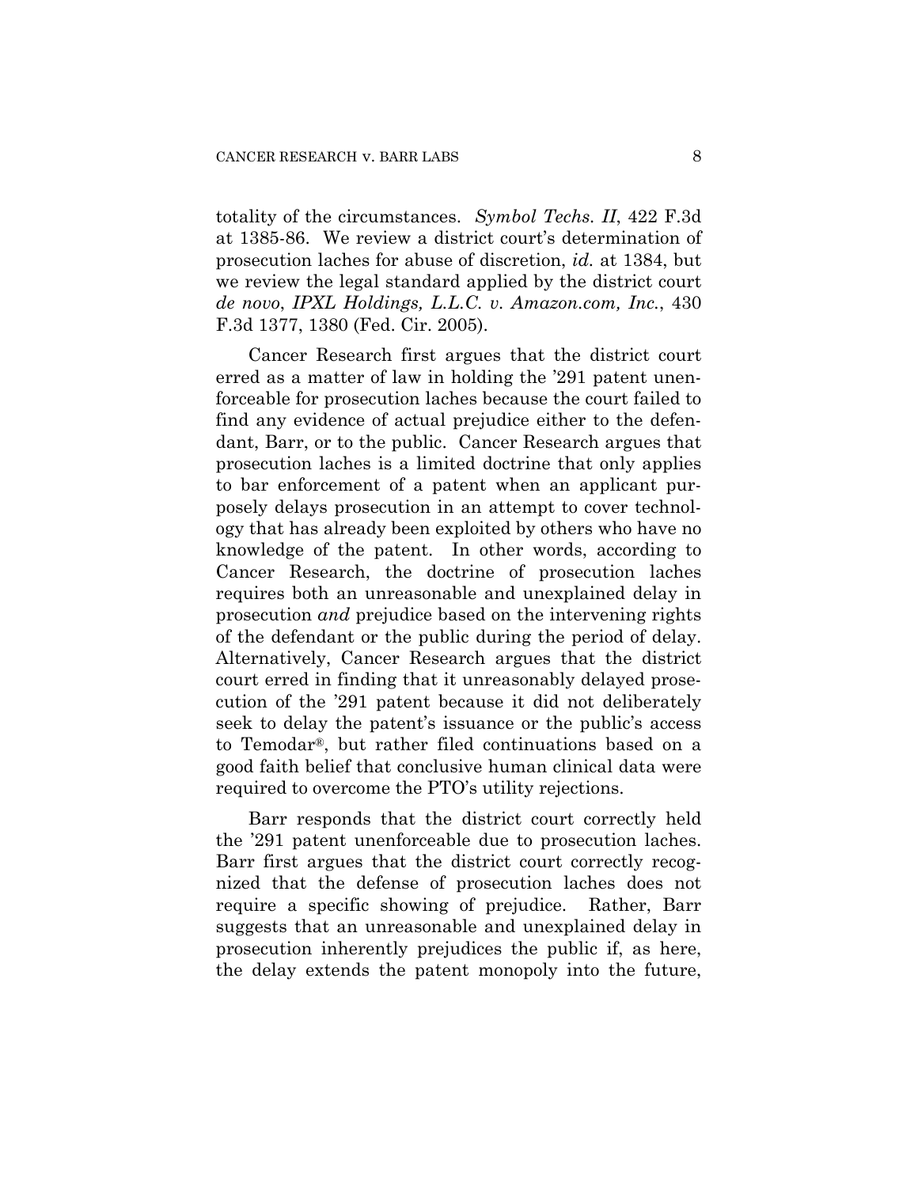totality of the circumstances. *Symbol Techs. II*, 422 F.3d at 1385-86. We review a district court's determination of prosecution laches for abuse of discretion, *id.* at 1384, but we review the legal standard applied by the district court *de novo*, *IPXL Holdings, L.L.C. v. Amazon.com, Inc.*, 430 F.3d 1377, 1380 (Fed. Cir. 2005).

Cancer Research first argues that the district court erred as a matter of law in holding the '291 patent unenforceable for prosecution laches because the court failed to find any evidence of actual prejudice either to the defendant, Barr, or to the public. Cancer Research argues that prosecution laches is a limited doctrine that only applies to bar enforcement of a patent when an applicant purposely delays prosecution in an attempt to cover technology that has already been exploited by others who have no knowledge of the patent. In other words, according to Cancer Research, the doctrine of prosecution laches requires both an unreasonable and unexplained delay in prosecution *and* prejudice based on the intervening rights of the defendant or the public during the period of delay. Alternatively, Cancer Research argues that the district court erred in finding that it unreasonably delayed prosecution of the '291 patent because it did not deliberately seek to delay the patent's issuance or the public's access to Temodar®, but rather filed continuations based on a good faith belief that conclusive human clinical data were required to overcome the PTO's utility rejections.

Barr responds that the district court correctly held the '291 patent unenforceable due to prosecution laches. Barr first argues that the district court correctly recognized that the defense of prosecution laches does not require a specific showing of prejudice. Rather, Barr suggests that an unreasonable and unexplained delay in prosecution inherently prejudices the public if, as here, the delay extends the patent monopoly into the future,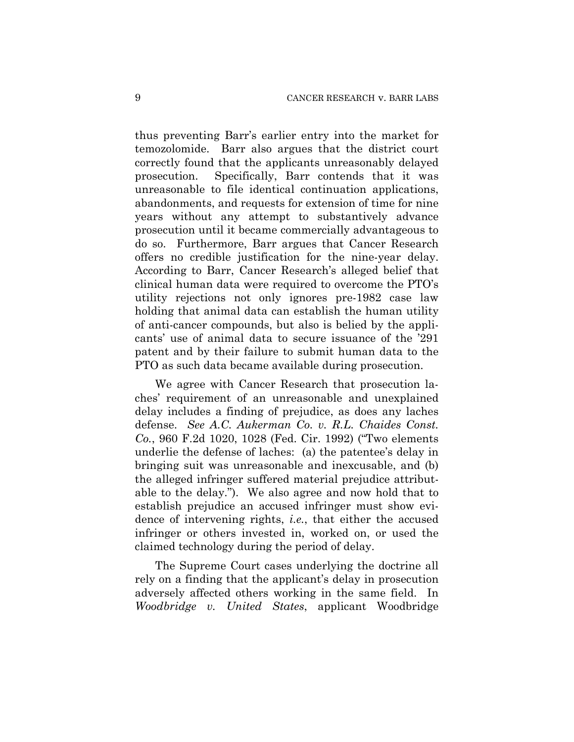thus preventing Barr's earlier entry into the market for temozolomide. Barr also argues that the district court correctly found that the applicants unreasonably delayed prosecution. Specifically, Barr contends that it was unreasonable to file identical continuation applications, abandonments, and requests for extension of time for nine years without any attempt to substantively advance prosecution until it became commercially advantageous to do so. Furthermore, Barr argues that Cancer Research offers no credible justification for the nine-year delay. According to Barr, Cancer Research's alleged belief that clinical human data were required to overcome the PTO's utility rejections not only ignores pre-1982 case law holding that animal data can establish the human utility of anti-cancer compounds, but also is belied by the applicants' use of animal data to secure issuance of the '291 patent and by their failure to submit human data to the PTO as such data became available during prosecution.

We agree with Cancer Research that prosecution laches' requirement of an unreasonable and unexplained delay includes a finding of prejudice, as does any laches defense. *See A.C. Aukerman Co. v. R.L. Chaides Const. Co.*, 960 F.2d 1020, 1028 (Fed. Cir. 1992) ("Two elements underlie the defense of laches: (a) the patentee's delay in bringing suit was unreasonable and inexcusable, and (b) the alleged infringer suffered material prejudice attributable to the delay."). We also agree and now hold that to establish prejudice an accused infringer must show evidence of intervening rights, *i.e.*, that either the accused infringer or others invested in, worked on, or used the claimed technology during the period of delay.

The Supreme Court cases underlying the doctrine all rely on a finding that the applicant's delay in prosecution adversely affected others working in the same field. In *Woodbridge v. United States*, applicant Woodbridge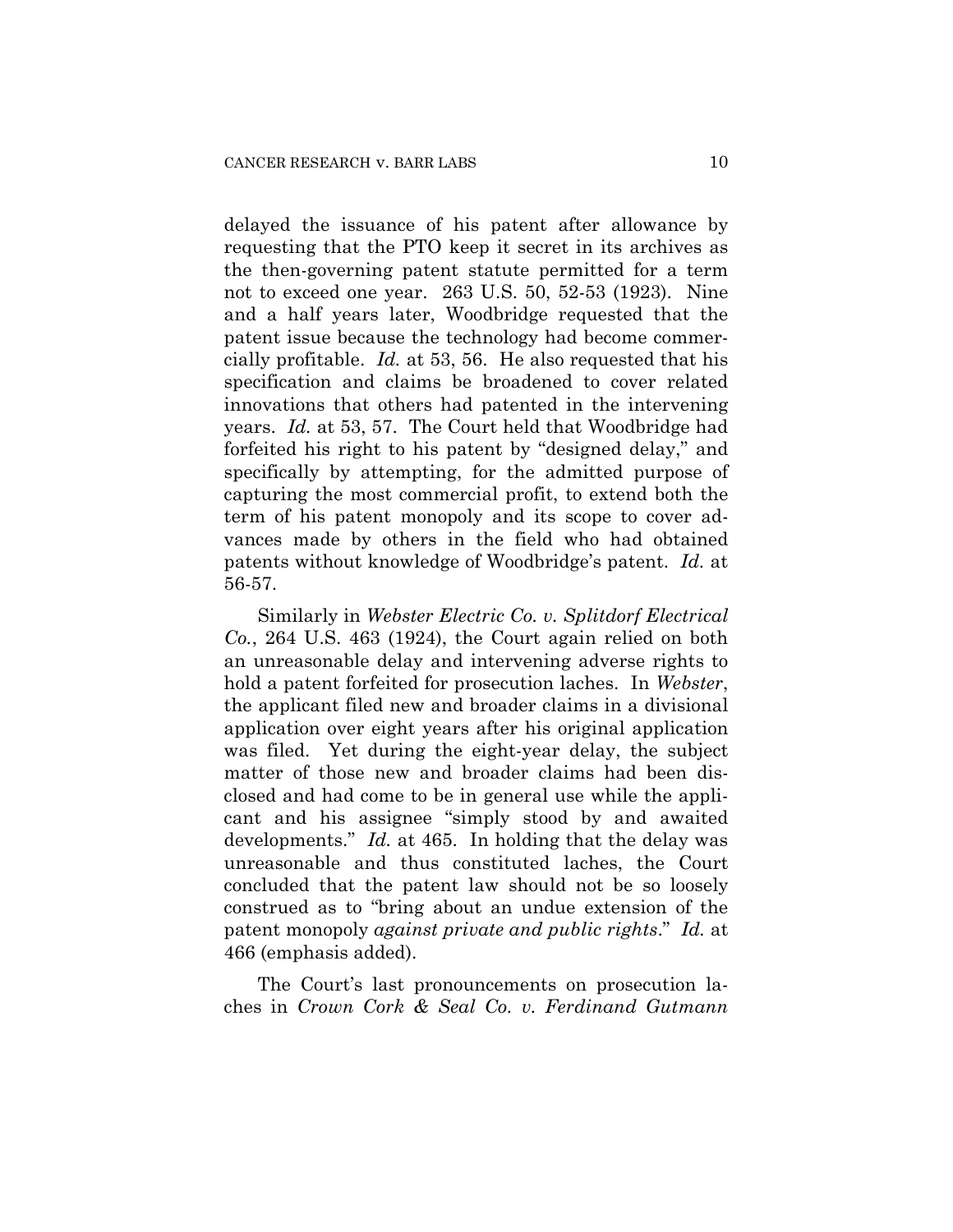delayed the issuance of his patent after allowance by requesting that the PTO keep it secret in its archives as the then-governing patent statute permitted for a term not to exceed one year. 263 U.S. 50, 52-53 (1923). Nine and a half years later, Woodbridge requested that the patent issue because the technology had become commercially profitable. *Id.* at 53, 56. He also requested that his specification and claims be broadened to cover related innovations that others had patented in the intervening years. *Id.* at 53, 57. The Court held that Woodbridge had forfeited his right to his patent by "designed delay," and specifically by attempting, for the admitted purpose of capturing the most commercial profit, to extend both the term of his patent monopoly and its scope to cover advances made by others in the field who had obtained patents without knowledge of Woodbridge's patent. *Id.* at 56-57.

Similarly in *Webster Electric Co. v. Splitdorf Electrical Co.*, 264 U.S. 463 (1924), the Court again relied on both an unreasonable delay and intervening adverse rights to hold a patent forfeited for prosecution laches. In *Webster*, the applicant filed new and broader claims in a divisional application over eight years after his original application was filed. Yet during the eight-year delay, the subject matter of those new and broader claims had been disclosed and had come to be in general use while the applicant and his assignee "simply stood by and awaited developments." *Id.* at 465. In holding that the delay was unreasonable and thus constituted laches, the Court concluded that the patent law should not be so loosely construed as to "bring about an undue extension of the patent monopoly *against private and public rights*." *Id.* at 466 (emphasis added).

The Court's last pronouncements on prosecution laches in *Crown Cork & Seal Co. v. Ferdinand Gutmann*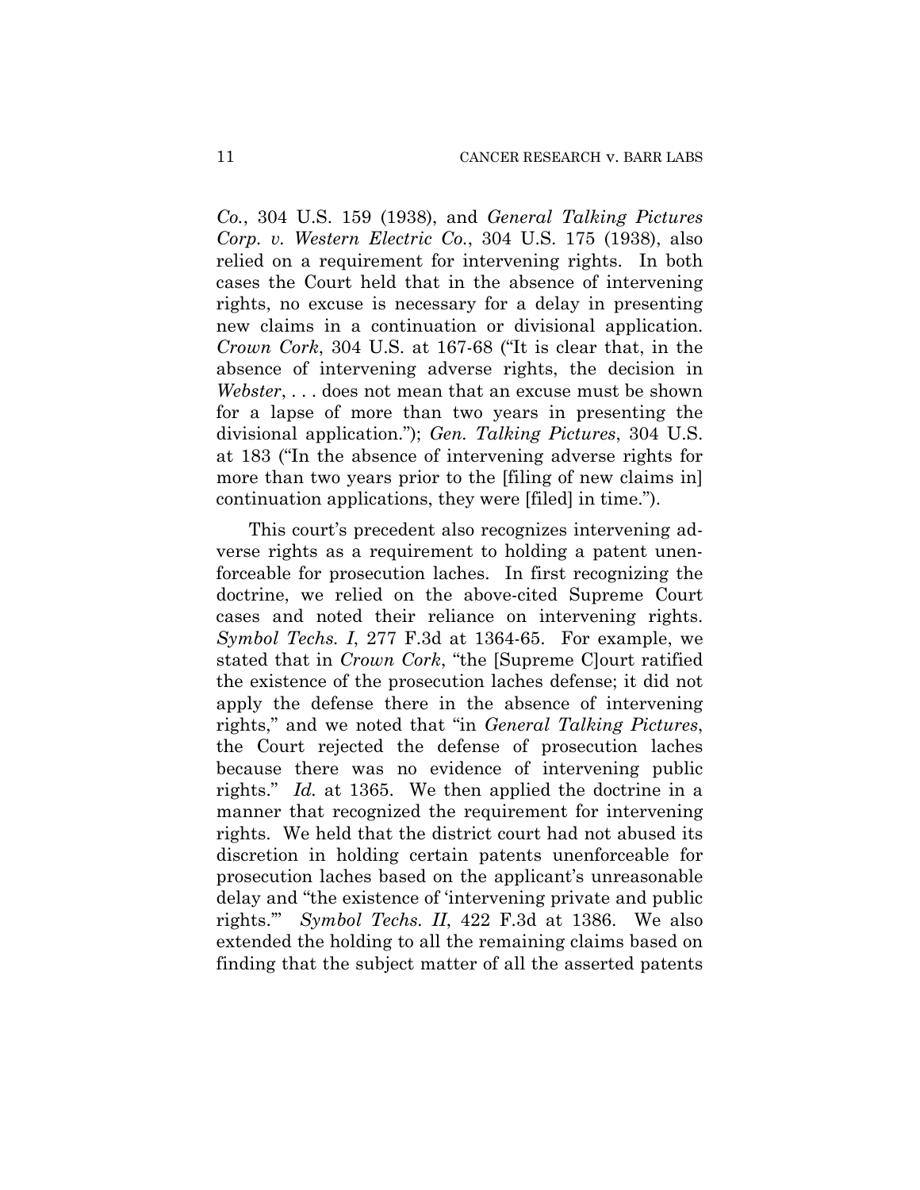*Co.*, 304 U.S. 159 (1938), and *General Talking Pictures Corp. v. Western Electric Co.*, 304 U.S. 175 (1938), also relied on a requirement for intervening rights. In both cases the Court held that in the absence of intervening rights, no excuse is necessary for a delay in presenting new claims in a continuation or divisional application. *Crown Cork*, 304 U.S. at 167-68 ("It is clear that, in the absence of intervening adverse rights, the decision in *Webster*, . . . does not mean that an excuse must be shown for a lapse of more than two years in presenting the divisional application."); *Gen. Talking Pictures*, 304 U.S. at 183 ("In the absence of intervening adverse rights for more than two years prior to the [filing of new claims in] continuation applications, they were [filed] in time.").

This court's precedent also recognizes intervening adverse rights as a requirement to holding a patent unenforceable for prosecution laches. In first recognizing the doctrine, we relied on the above-cited Supreme Court cases and noted their reliance on intervening rights. *Symbol Techs. I*, 277 F.3d at 1364-65. For example, we stated that in *Crown Cork*, "the [Supreme C]ourt ratified the existence of the prosecution laches defense; it did not apply the defense there in the absence of intervening rights," and we noted that "in *General Talking Pictures*, the Court rejected the defense of prosecution laches because there was no evidence of intervening public rights." *Id.* at 1365. We then applied the doctrine in a manner that recognized the requirement for intervening rights. We held that the district court had not abused its discretion in holding certain patents unenforceable for prosecution laches based on the applicant's unreasonable delay and "the existence of 'intervening private and public rights.'" *Symbol Techs. II*, 422 F.3d at 1386. We also extended the holding to all the remaining claims based on finding that the subject matter of all the asserted patents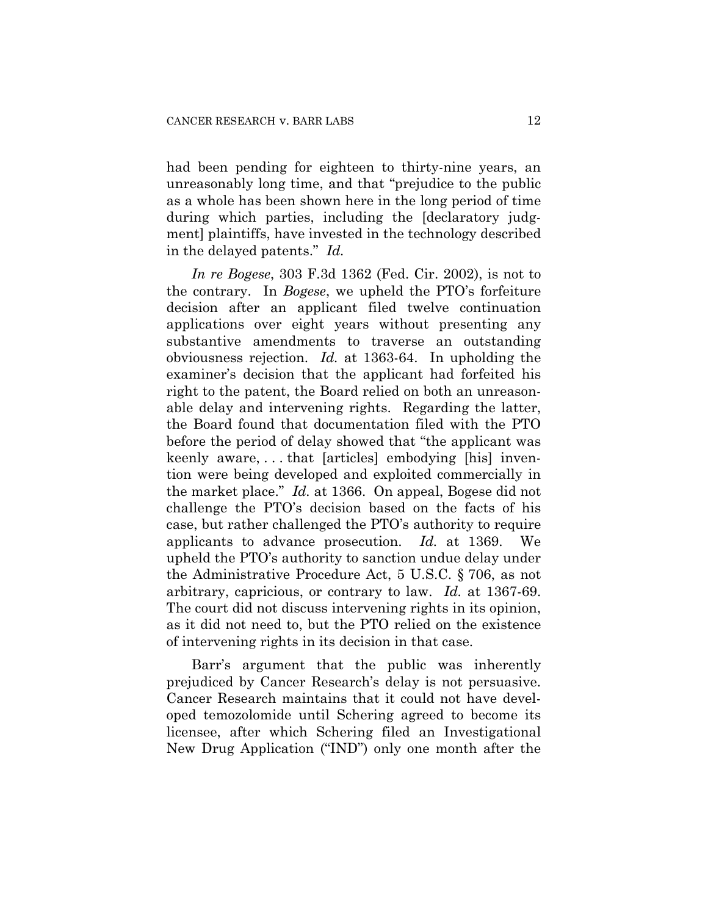had been pending for eighteen to thirty-nine years, an unreasonably long time, and that "prejudice to the public as a whole has been shown here in the long period of time during which parties, including the [declaratory judgment] plaintiffs, have invested in the technology described in the delayed patents." *Id.*

*In re Bogese*, 303 F.3d 1362 (Fed. Cir. 2002), is not to the contrary. In *Bogese*, we upheld the PTO's forfeiture decision after an applicant filed twelve continuation applications over eight years without presenting any substantive amendments to traverse an outstanding obviousness rejection. *Id.* at 1363-64. In upholding the examiner's decision that the applicant had forfeited his right to the patent, the Board relied on both an unreasonable delay and intervening rights. Regarding the latter, the Board found that documentation filed with the PTO before the period of delay showed that "the applicant was keenly aware, . . . that [articles] embodying [his] invention were being developed and exploited commercially in the market place." *Id.* at 1366. On appeal, Bogese did not challenge the PTO's decision based on the facts of his case, but rather challenged the PTO's authority to require applicants to advance prosecution. *Id.* at 1369. We upheld the PTO's authority to sanction undue delay under the Administrative Procedure Act, 5 U.S.C. § 706, as not arbitrary, capricious, or contrary to law. *Id.* at 1367-69. The court did not discuss intervening rights in its opinion, as it did not need to, but the PTO relied on the existence of intervening rights in its decision in that case.

Barr's argument that the public was inherently prejudiced by Cancer Research's delay is not persuasive. Cancer Research maintains that it could not have developed temozolomide until Schering agreed to become its licensee, after which Schering filed an Investigational New Drug Application ("IND") only one month after the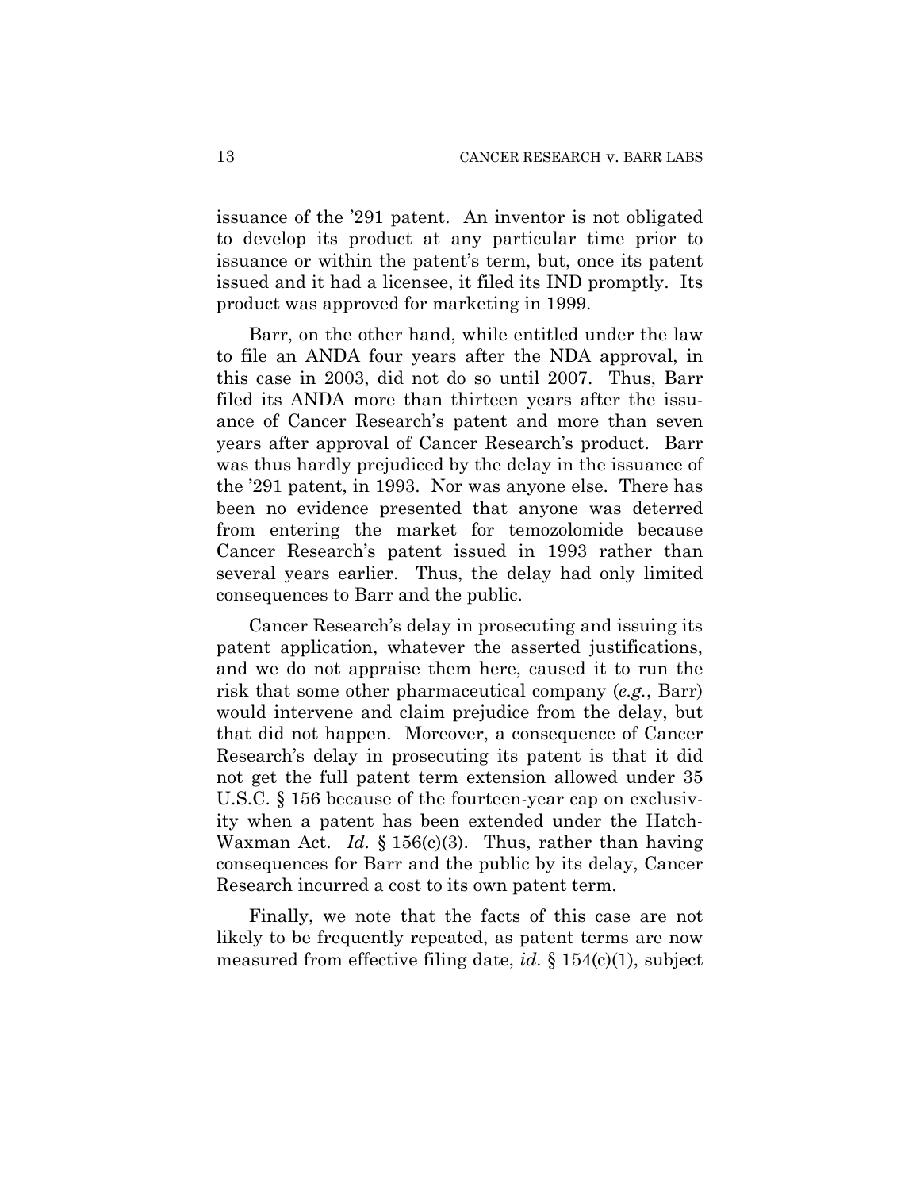issuance of the '291 patent. An inventor is not obligated to develop its product at any particular time prior to issuance or within the patent's term, but, once its patent issued and it had a licensee, it filed its IND promptly. Its product was approved for marketing in 1999.

Barr, on the other hand, while entitled under the law to file an ANDA four years after the NDA approval, in this case in 2003, did not do so until 2007. Thus, Barr filed its ANDA more than thirteen years after the issuance of Cancer Research's patent and more than seven years after approval of Cancer Research's product. Barr was thus hardly prejudiced by the delay in the issuance of the '291 patent, in 1993. Nor was anyone else. There has been no evidence presented that anyone was deterred from entering the market for temozolomide because Cancer Research's patent issued in 1993 rather than several years earlier. Thus, the delay had only limited consequences to Barr and the public.

Cancer Research's delay in prosecuting and issuing its patent application, whatever the asserted justifications, and we do not appraise them here, caused it to run the risk that some other pharmaceutical company (*e.g.*, Barr) would intervene and claim prejudice from the delay, but that did not happen. Moreover, a consequence of Cancer Research's delay in prosecuting its patent is that it did not get the full patent term extension allowed under 35 U.S.C. § 156 because of the fourteen-year cap on exclusivity when a patent has been extended under the Hatch-Waxman Act. *Id.* § 156(c)(3). Thus, rather than having consequences for Barr and the public by its delay, Cancer Research incurred a cost to its own patent term.

Finally, we note that the facts of this case are not likely to be frequently repeated, as patent terms are now measured from effective filing date, *id.* § 154(c)(1), subject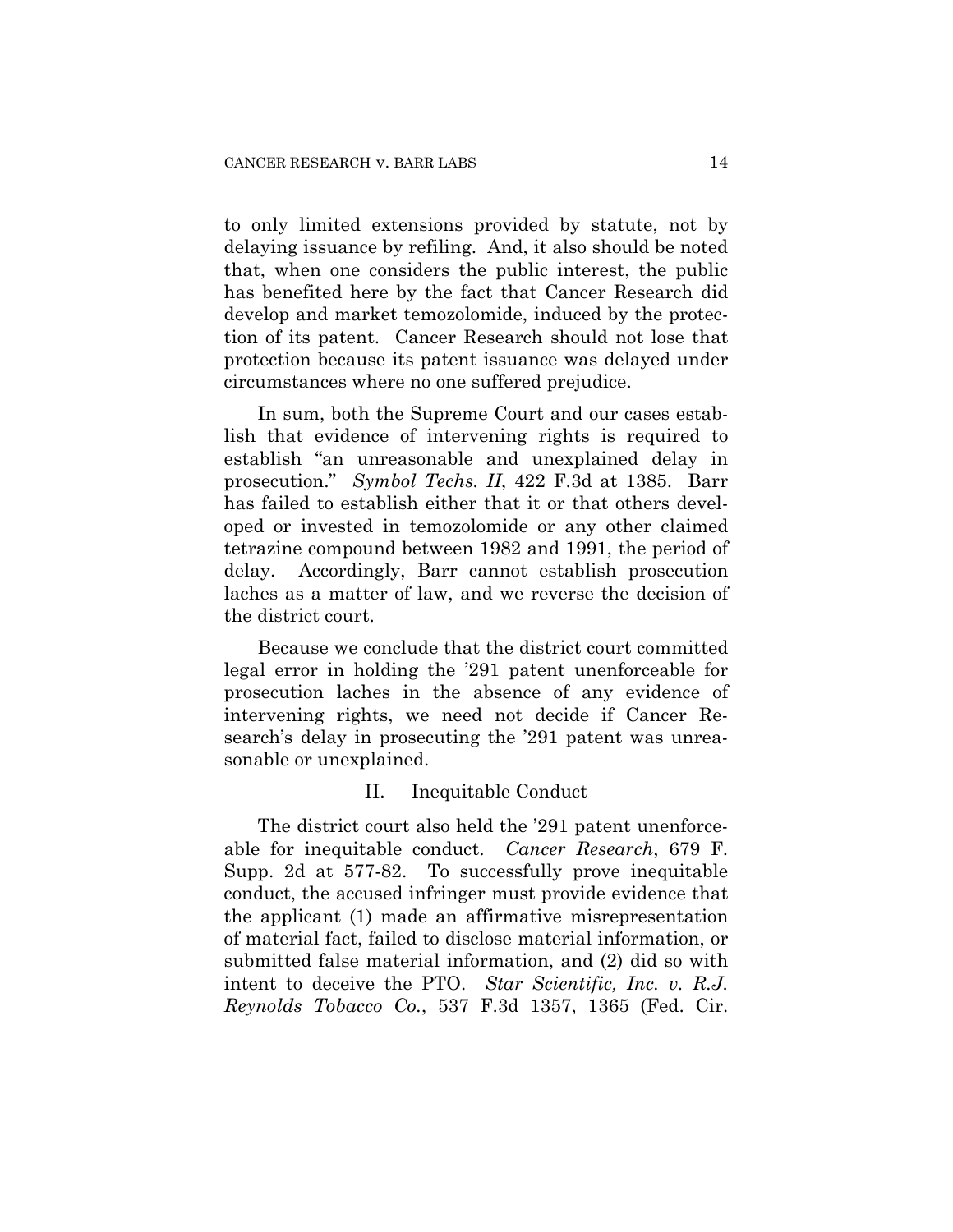to only limited extensions provided by statute, not by delaying issuance by refiling. And, it also should be noted that, when one considers the public interest, the public has benefited here by the fact that Cancer Research did develop and market temozolomide, induced by the protection of its patent. Cancer Research should not lose that protection because its patent issuance was delayed under circumstances where no one suffered prejudice.

In sum, both the Supreme Court and our cases establish that evidence of intervening rights is required to establish "an unreasonable and unexplained delay in prosecution." *Symbol Techs. II*, 422 F.3d at 1385. Barr has failed to establish either that it or that others developed or invested in temozolomide or any other claimed tetrazine compound between 1982 and 1991, the period of delay. Accordingly, Barr cannot establish prosecution laches as a matter of law, and we reverse the decision of the district court.

Because we conclude that the district court committed legal error in holding the '291 patent unenforceable for prosecution laches in the absence of any evidence of intervening rights, we need not decide if Cancer Research's delay in prosecuting the '291 patent was unreasonable or unexplained.

## II. Inequitable Conduct

The district court also held the '291 patent unenforceable for inequitable conduct. *Cancer Research*, 679 F. Supp. 2d at 577-82. To successfully prove inequitable conduct, the accused infringer must provide evidence that the applicant (1) made an affirmative misrepresentation of material fact, failed to disclose material information, or submitted false material information, and (2) did so with intent to deceive the PTO. *Star Scientific, Inc. v. R.J. Reynolds Tobacco Co.*, 537 F.3d 1357, 1365 (Fed. Cir.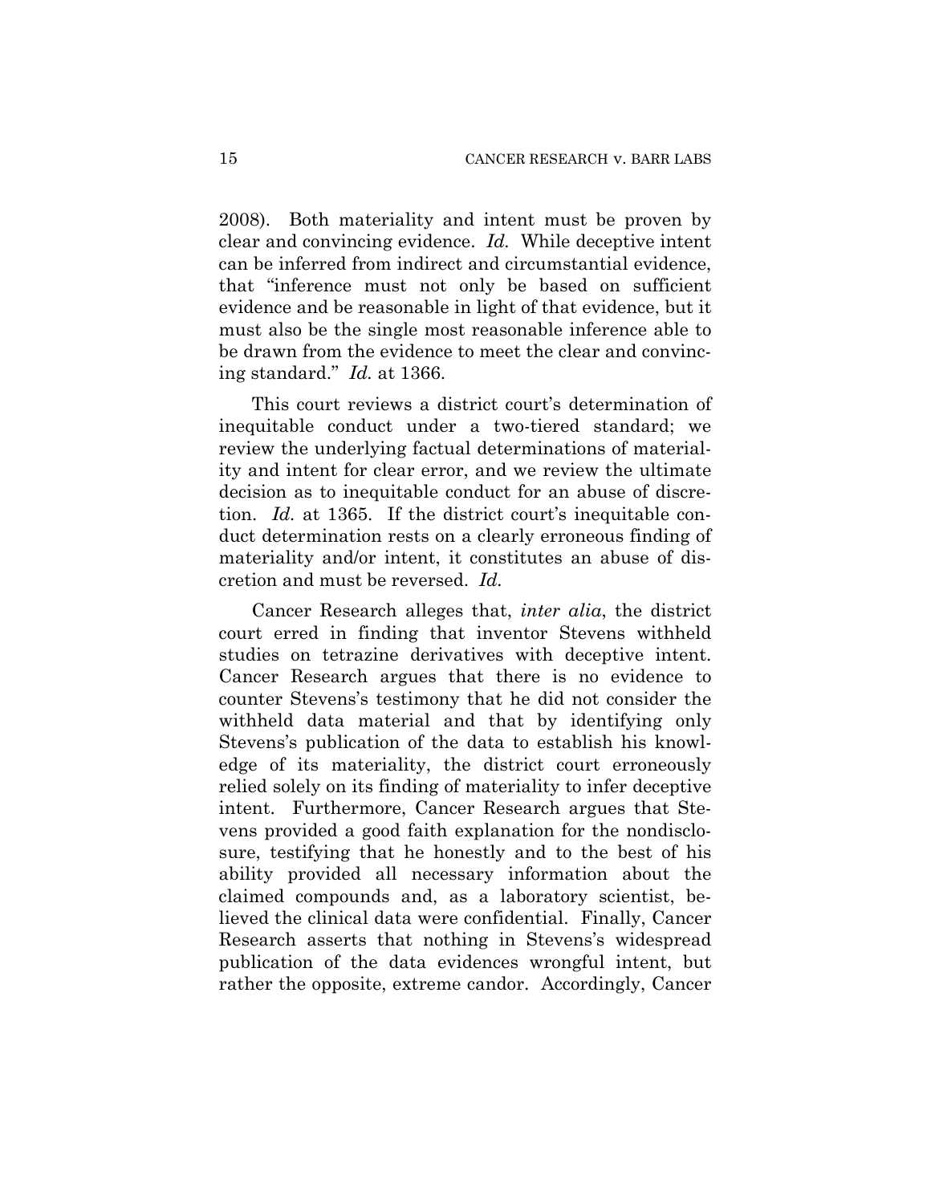2008). Both materiality and intent must be proven by clear and convincing evidence. *Id.* While deceptive intent can be inferred from indirect and circumstantial evidence, that "inference must not only be based on sufficient evidence and be reasonable in light of that evidence, but it must also be the single most reasonable inference able to be drawn from the evidence to meet the clear and convincing standard." *Id.* at 1366.

This court reviews a district court's determination of inequitable conduct under a two-tiered standard; we review the underlying factual determinations of materiality and intent for clear error, and we review the ultimate decision as to inequitable conduct for an abuse of discretion. *Id.* at 1365. If the district court's inequitable conduct determination rests on a clearly erroneous finding of materiality and/or intent, it constitutes an abuse of discretion and must be reversed. *Id.*

Cancer Research alleges that, *inter alia*, the district court erred in finding that inventor Stevens withheld studies on tetrazine derivatives with deceptive intent. Cancer Research argues that there is no evidence to counter Stevens's testimony that he did not consider the withheld data material and that by identifying only Stevens's publication of the data to establish his knowledge of its materiality, the district court erroneously relied solely on its finding of materiality to infer deceptive intent. Furthermore, Cancer Research argues that Stevens provided a good faith explanation for the nondisclosure, testifying that he honestly and to the best of his ability provided all necessary information about the claimed compounds and, as a laboratory scientist, believed the clinical data were confidential. Finally, Cancer Research asserts that nothing in Stevens's widespread publication of the data evidences wrongful intent, but rather the opposite, extreme candor. Accordingly, Cancer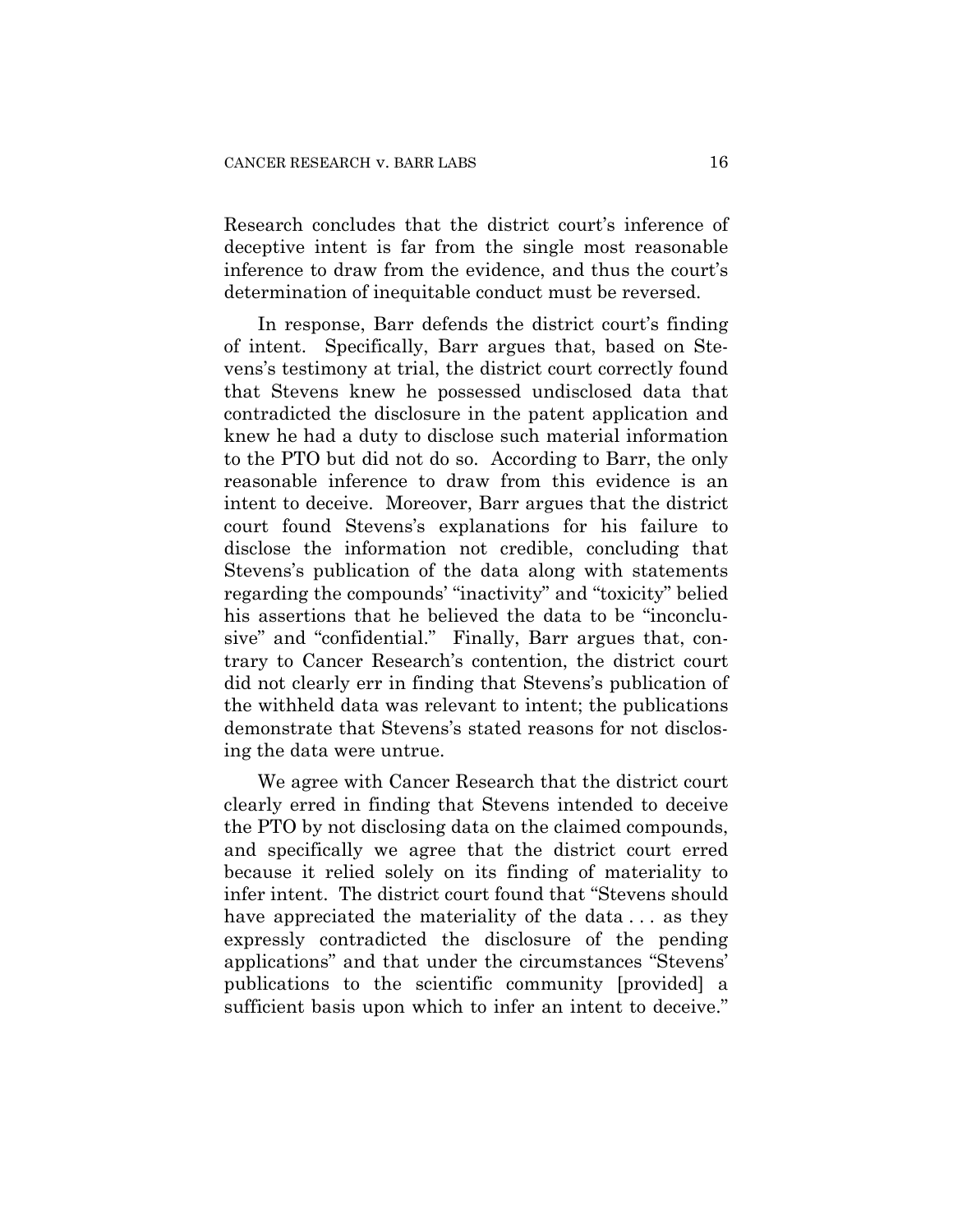Research concludes that the district court's inference of deceptive intent is far from the single most reasonable inference to draw from the evidence, and thus the court's determination of inequitable conduct must be reversed.

In response, Barr defends the district court's finding of intent. Specifically, Barr argues that, based on Stevens's testimony at trial, the district court correctly found that Stevens knew he possessed undisclosed data that contradicted the disclosure in the patent application and knew he had a duty to disclose such material information to the PTO but did not do so. According to Barr, the only reasonable inference to draw from this evidence is an intent to deceive. Moreover, Barr argues that the district court found Stevens's explanations for his failure to disclose the information not credible, concluding that Stevens's publication of the data along with statements regarding the compounds' "inactivity" and "toxicity" belied his assertions that he believed the data to be "inconclusive" and "confidential." Finally, Barr argues that, contrary to Cancer Research's contention, the district court did not clearly err in finding that Stevens's publication of the withheld data was relevant to intent; the publications demonstrate that Stevens's stated reasons for not disclosing the data were untrue.

We agree with Cancer Research that the district court clearly erred in finding that Stevens intended to deceive the PTO by not disclosing data on the claimed compounds, and specifically we agree that the district court erred because it relied solely on its finding of materiality to infer intent. The district court found that "Stevens should have appreciated the materiality of the data . . . as they expressly contradicted the disclosure of the pending applications" and that under the circumstances "Stevens' publications to the scientific community [provided] a sufficient basis upon which to infer an intent to deceive."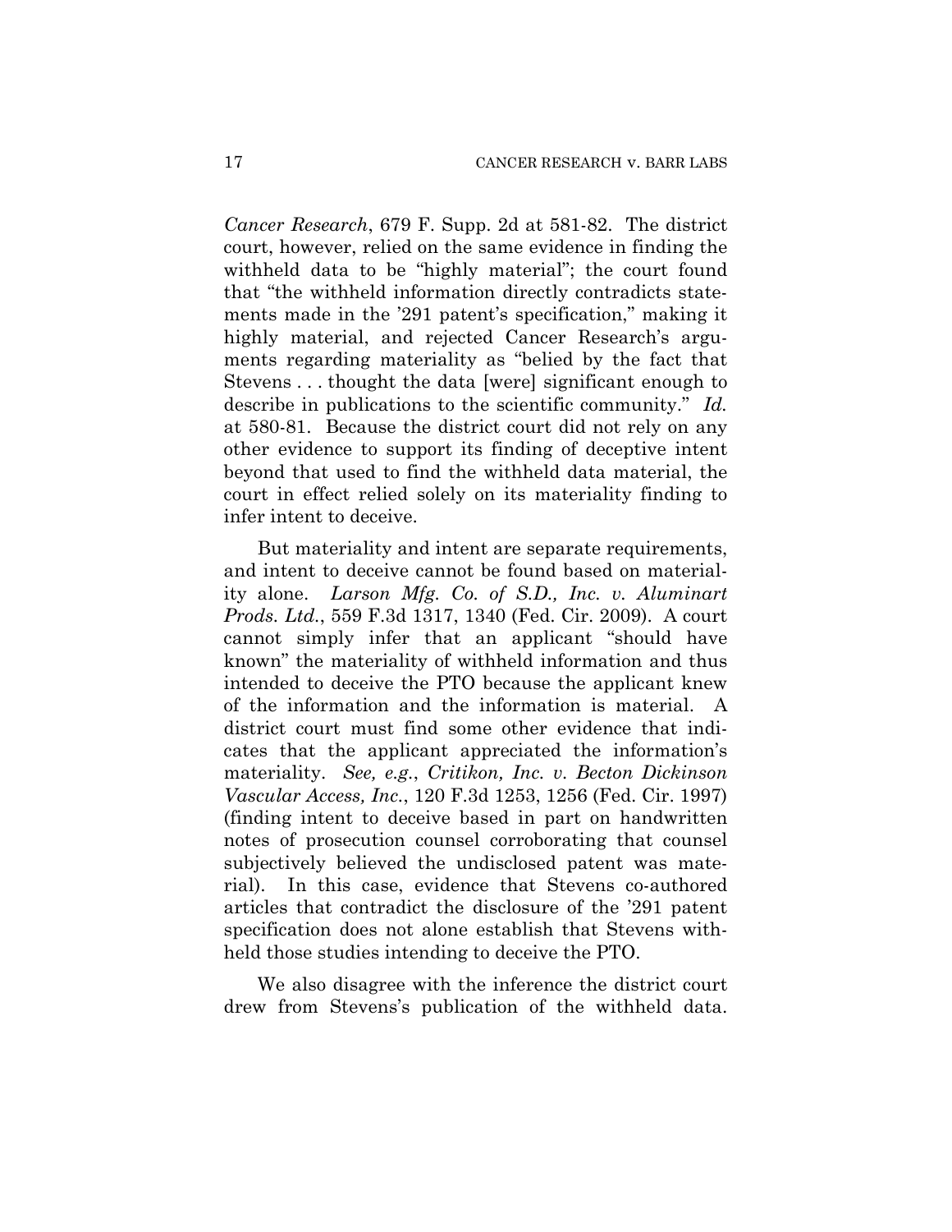*Cancer Research*, 679 F. Supp. 2d at 581-82. The district court, however, relied on the same evidence in finding the withheld data to be "highly material"; the court found that "the withheld information directly contradicts statements made in the '291 patent's specification," making it highly material, and rejected Cancer Research's arguments regarding materiality as "belied by the fact that Stevens . . . thought the data [were] significant enough to describe in publications to the scientific community." *Id.* at 580-81. Because the district court did not rely on any other evidence to support its finding of deceptive intent beyond that used to find the withheld data material, the court in effect relied solely on its materiality finding to infer intent to deceive.

But materiality and intent are separate requirements, and intent to deceive cannot be found based on materiality alone. *Larson Mfg. Co. of S.D., Inc. v. Aluminart Prods. Ltd.*, 559 F.3d 1317, 1340 (Fed. Cir. 2009). A court cannot simply infer that an applicant "should have known" the materiality of withheld information and thus intended to deceive the PTO because the applicant knew of the information and the information is material. A district court must find some other evidence that indicates that the applicant appreciated the information's materiality. *See, e.g.*, *Critikon, Inc. v. Becton Dickinson Vascular Access, Inc.*, 120 F.3d 1253, 1256 (Fed. Cir. 1997) (finding intent to deceive based in part on handwritten notes of prosecution counsel corroborating that counsel subjectively believed the undisclosed patent was material). In this case, evidence that Stevens co-authored articles that contradict the disclosure of the '291 patent specification does not alone establish that Stevens withheld those studies intending to deceive the PTO.

We also disagree with the inference the district court drew from Stevens's publication of the withheld data.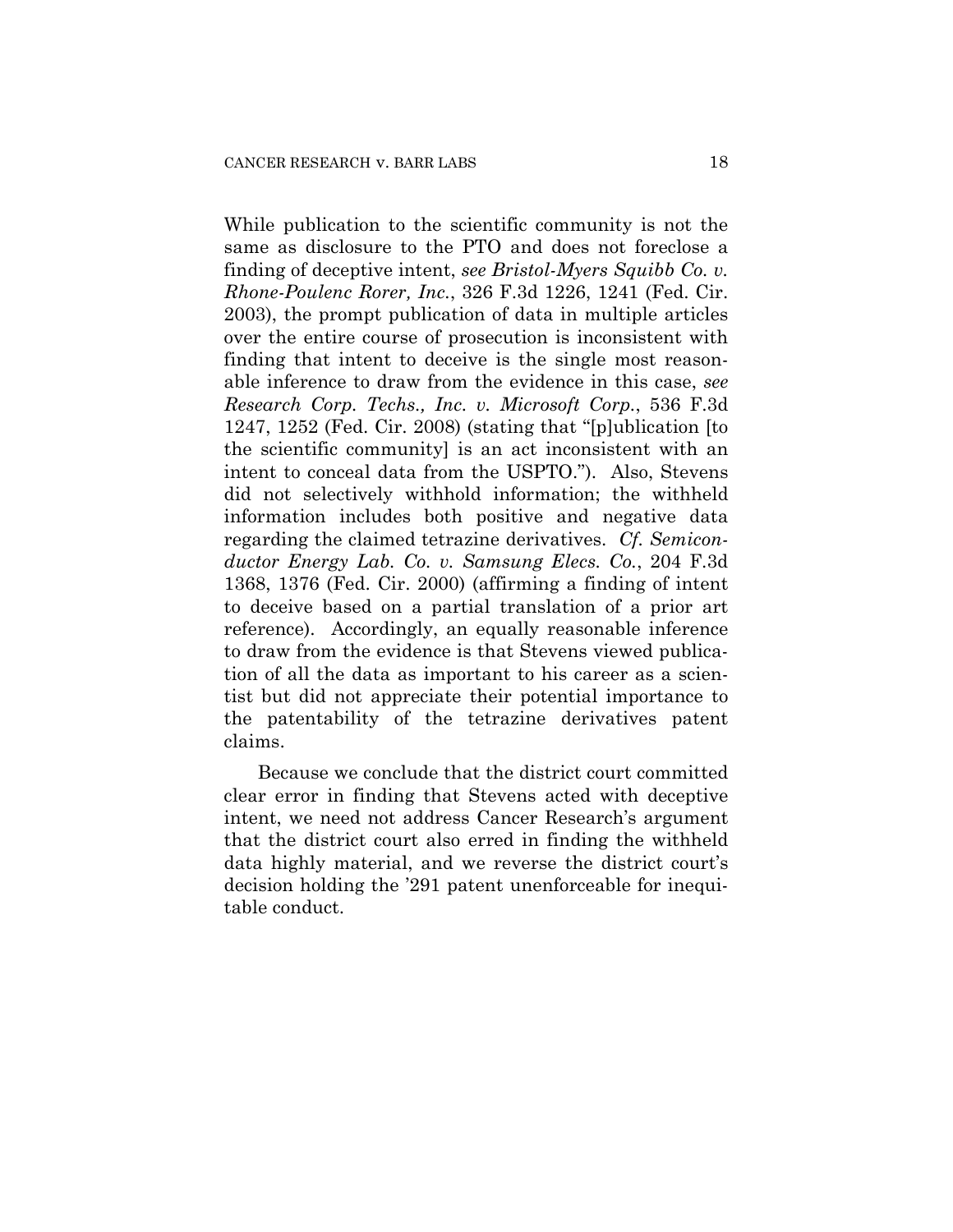While publication to the scientific community is not the same as disclosure to the PTO and does not foreclose a finding of deceptive intent, *see Bristol-Myers Squibb Co. v. Rhone-Poulenc Rorer, Inc.*, 326 F.3d 1226, 1241 (Fed. Cir. 2003), the prompt publication of data in multiple articles over the entire course of prosecution is inconsistent with finding that intent to deceive is the single most reasonable inference to draw from the evidence in this case, *see Research Corp. Techs., Inc. v. Microsoft Corp.*, 536 F.3d 1247, 1252 (Fed. Cir. 2008) (stating that "[p]ublication [to the scientific community] is an act inconsistent with an intent to conceal data from the USPTO."). Also, Stevens did not selectively withhold information; the withheld information includes both positive and negative data regarding the claimed tetrazine derivatives. *Cf. Semiconductor Energy Lab. Co. v. Samsung Elecs. Co.*, 204 F.3d 1368, 1376 (Fed. Cir. 2000) (affirming a finding of intent to deceive based on a partial translation of a prior art reference). Accordingly, an equally reasonable inference to draw from the evidence is that Stevens viewed publication of all the data as important to his career as a scientist but did not appreciate their potential importance to the patentability of the tetrazine derivatives patent claims.

Because we conclude that the district court committed clear error in finding that Stevens acted with deceptive intent, we need not address Cancer Research's argument that the district court also erred in finding the withheld data highly material, and we reverse the district court's decision holding the '291 patent unenforceable for inequitable conduct.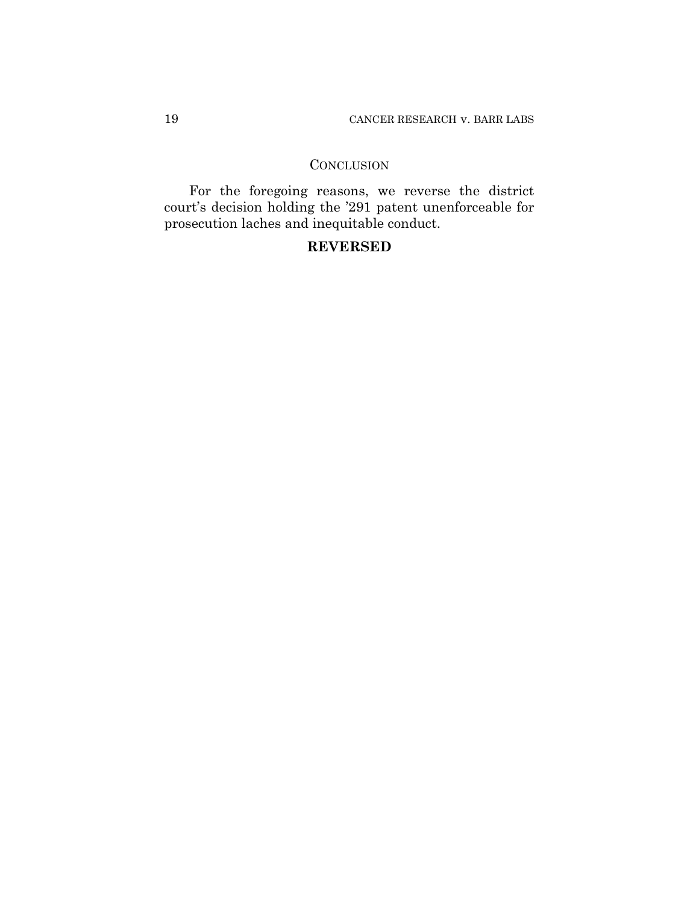## CONCLUSION

For the foregoing reasons, we reverse the district court's decision holding the '291 patent unenforceable for prosecution laches and inequitable conduct.

**REVERSED**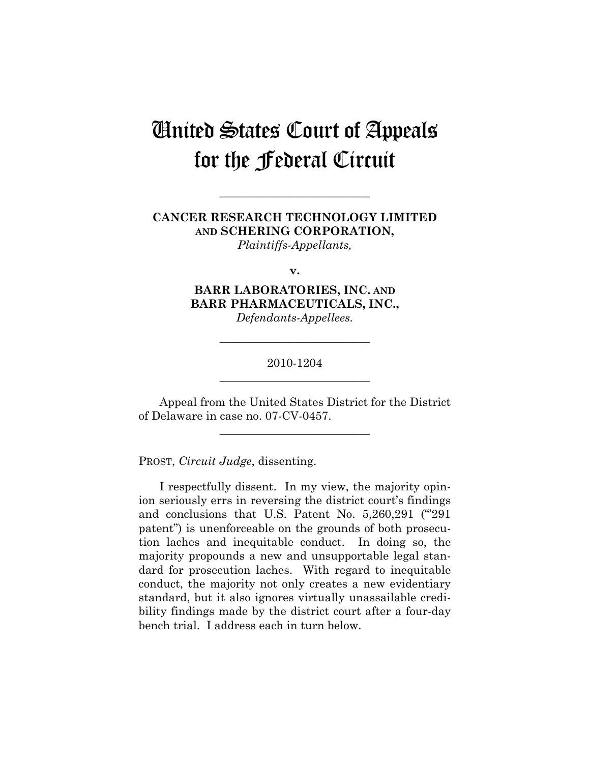# United States Court of Appeals for the Federal Circuit

---

**CANCER RESEARCH TECHNOLOGY LIMITED AND SCHERING CORPORATION,**
*Plaintiffs-Appellants,*

**v.**

**BARR LABORATORIES, INC. AND BARR PHARMACEUTICALS, INC.,**
*Defendants-Appellees.*

---

2010-1204

---

Appeal from the United States District for the District of Delaware in case no. 07-CV-0457.

---

PROST, *Circuit Judge*, dissenting.

I respectfully dissent. In my view, the majority opinion seriously errs in reversing the district court's findings and conclusions that U.S. Patent No. 5,260,291 ("'291 patent") is unenforceable on the grounds of both prosecution laches and inequitable conduct. In doing so, the majority propounds a new and unsupportable legal standard for prosecution laches. With regard to inequitable conduct, the majority not only creates a new evidentiary standard, but it also ignores virtually unassailable credibility findings made by the district court after a four-day bench trial. I address each in turn below.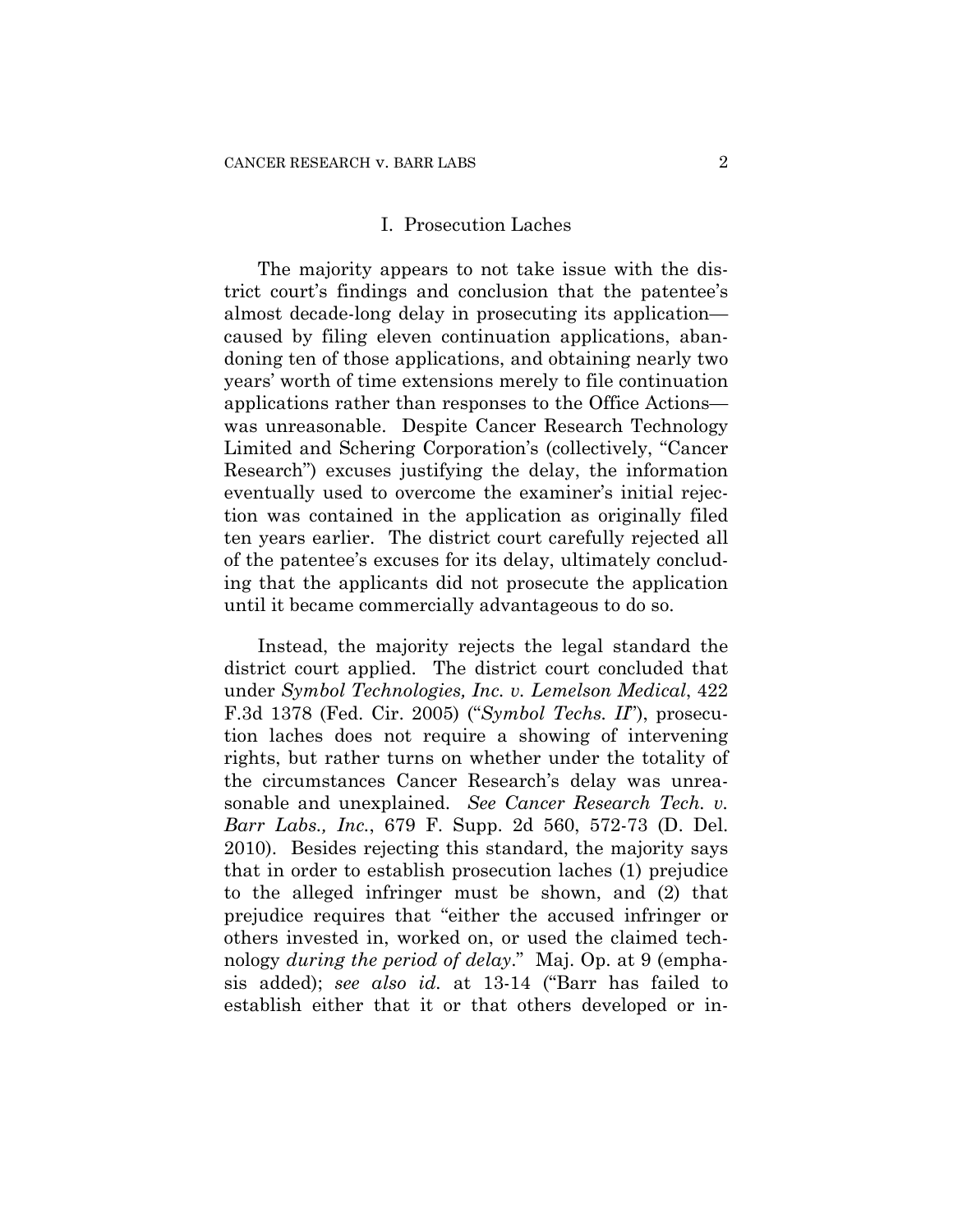## I. Prosecution Laches

The majority appears to not take issue with the district court's findings and conclusion that the patentee's almost decade-long delay in prosecuting its application—caused by filing eleven continuation applications, abandoning ten of those applications, and obtaining nearly two years' worth of time extensions merely to file continuation applications rather than responses to the Office Actions—was unreasonable. Despite Cancer Research Technology Limited and Schering Corporation's (collectively, "Cancer Research") excuses justifying the delay, the information eventually used to overcome the examiner's initial rejection was contained in the application as originally filed ten years earlier. The district court carefully rejected all of the patentee's excuses for its delay, ultimately concluding that the applicants did not prosecute the application until it became commercially advantageous to do so.

Instead, the majority rejects the legal standard the district court applied. The district court concluded that under *Symbol Technologies, Inc. v. Lemelson Medical*, 422 F.3d 1378 (Fed. Cir. 2005) ("*Symbol Techs. II*"), prosecution laches does not require a showing of intervening rights, but rather turns on whether under the totality of the circumstances Cancer Research's delay was unreasonable and unexplained. *See Cancer Research Tech. v. Barr Labs., Inc.*, 679 F. Supp. 2d 560, 572-73 (D. Del. 2010). Besides rejecting this standard, the majority says that in order to establish prosecution laches (1) prejudice to the alleged infringer must be shown, and (2) that prejudice requires that "either the accused infringer or others invested in, worked on, or used the claimed technology *during the period of delay*." Maj. Op. at 9 (emphasis added); *see also id.* at 13-14 ("Barr has failed to establish either that it or that others developed or in-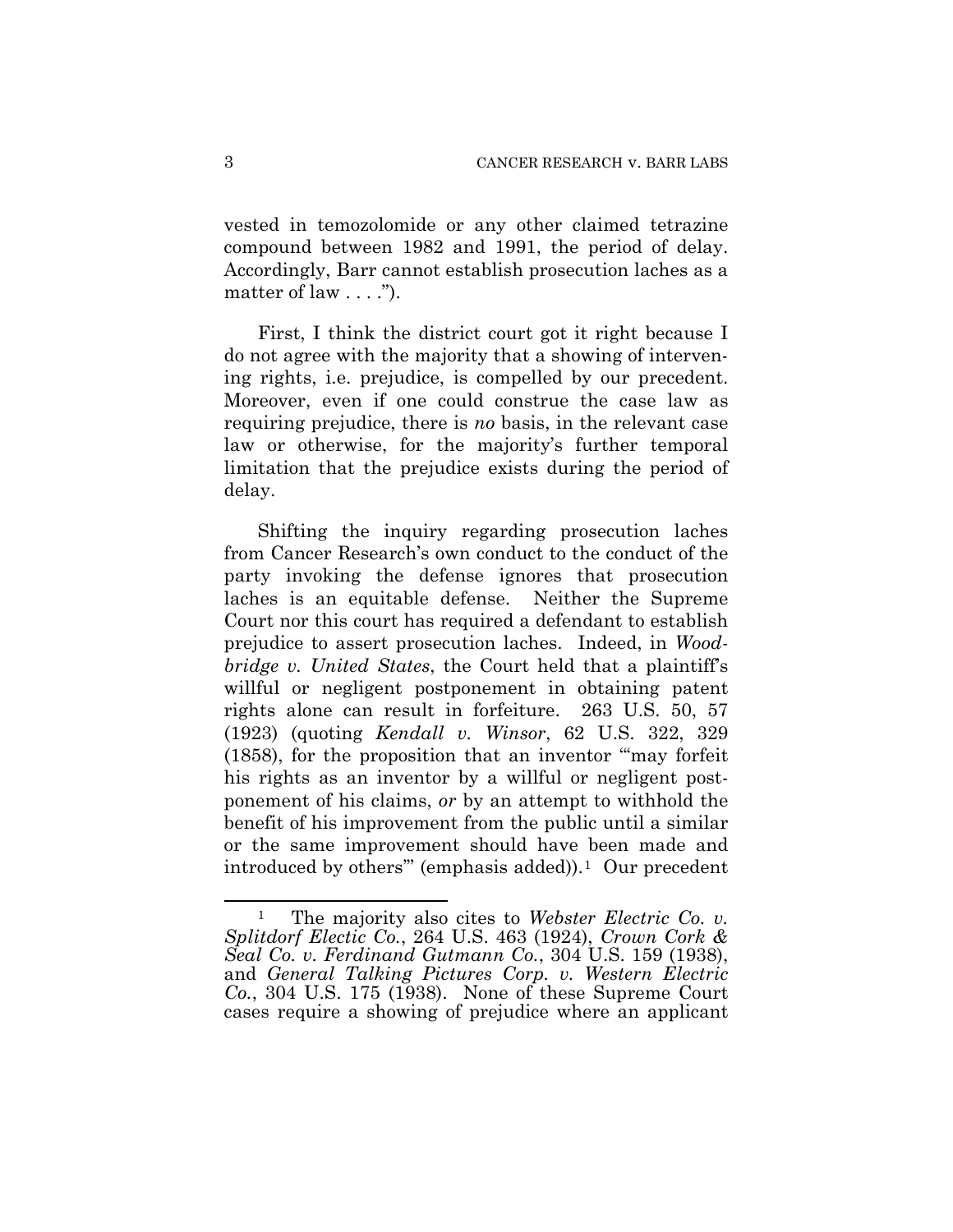vested in temozolomide or any other claimed tetrazine compound between 1982 and 1991, the period of delay. Accordingly, Barr cannot establish prosecution laches as a matter of law . . . .").

First, I think the district court got it right because I do not agree with the majority that a showing of intervening rights, i.e. prejudice, is compelled by our precedent. Moreover, even if one could construe the case law as requiring prejudice, there is *no* basis, in the relevant case law or otherwise, for the majority's further temporal limitation that the prejudice exists during the period of delay.

Shifting the inquiry regarding prosecution laches from Cancer Research's own conduct to the conduct of the party invoking the defense ignores that prosecution laches is an equitable defense. Neither the Supreme Court nor this court has required a defendant to establish prejudice to assert prosecution laches. Indeed, in *Woodbridge v. United States*, the Court held that a plaintiff's willful or negligent postponement in obtaining patent rights alone can result in forfeiture. 263 U.S. 50, 57 (1923) (quoting *Kendall v. Winsor*, 62 U.S. 322, 329 (1858), for the proposition that an inventor "'may forfeit his rights as an inventor by a willful or negligent postponement of his claims, *or* by an attempt to withhold the benefit of his improvement from the public until a similar or the same improvement should have been made and introduced by others'" (emphasis added)).[1] Our precedent

[1] The majority also cites to *Webster Electric Co. v. Splitdorf Electic Co.*, 264 U.S. 463 (1924), *Crown Cork & Seal Co. v. Ferdinand Gutmann Co.*, 304 U.S. 159 (1938), and *General Talking Pictures Corp. v. Western Electric Co.*, 304 U.S. 175 (1938). None of these Supreme Court cases require a showing of prejudice where an applicant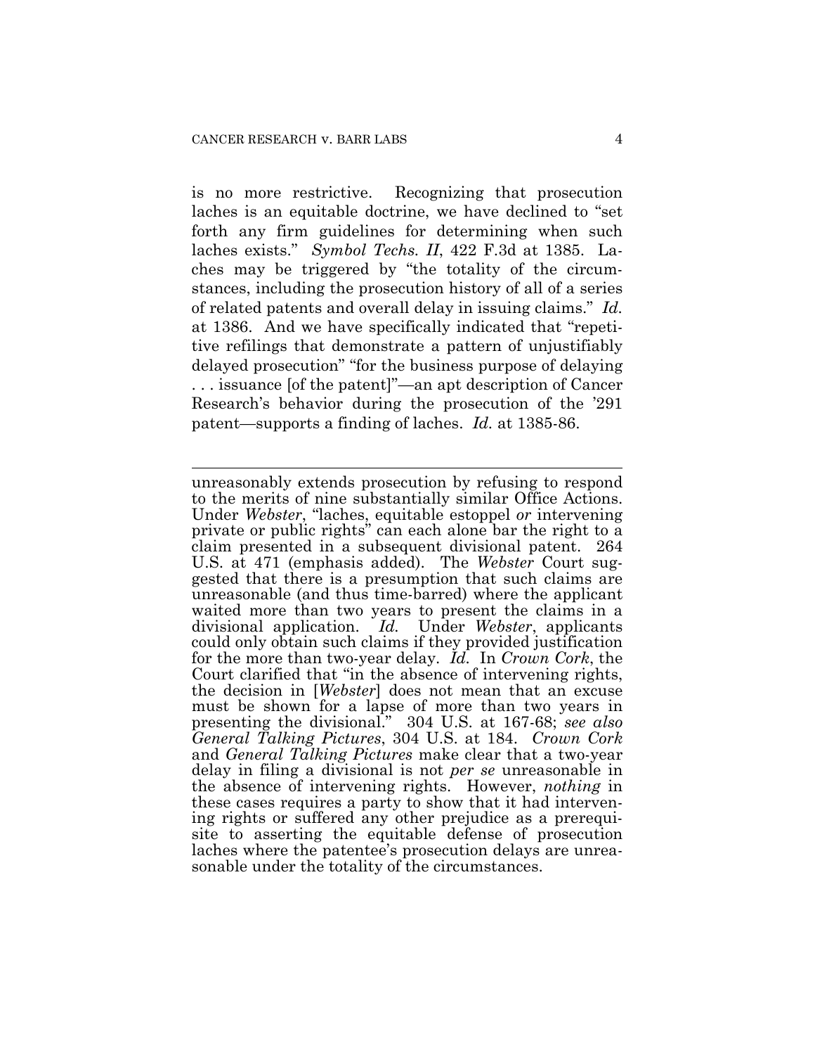is no more restrictive. Recognizing that prosecution laches is an equitable doctrine, we have declined to "set forth any firm guidelines for determining when such laches exists." *Symbol Techs. II*, 422 F.3d at 1385. Laches may be triggered by "the totality of the circumstances, including the prosecution history of all of a series of related patents and overall delay in issuing claims." *Id.* at 1386. And we have specifically indicated that "repetitive refilings that demonstrate a pattern of unjustifiably delayed prosecution" "for the business purpose of delaying . . . issuance [of the patent]"—an apt description of Cancer Research's behavior during the prosecution of the '291 patent—supports a finding of laches. *Id.* at 1385-86.

---

unreasonably extends prosecution by refusing to respond to the merits of nine substantially similar Office Actions. Under *Webster*, "laches, equitable estoppel *or* intervening private or public rights" can each alone bar the right to a claim presented in a subsequent divisional patent. 264 U.S. at 471 (emphasis added). The *Webster* Court suggested that there is a presumption that such claims are unreasonable (and thus time-barred) where the applicant waited more than two years to present the claims in a divisional application. *Id.* Under *Webster*, applicants could only obtain such claims if they provided justification for the more than two-year delay. *Id.* In *Crown Cork*, the Court clarified that "in the absence of intervening rights, the decision in [*Webster*] does not mean that an excuse must be shown for a lapse of more than two years in presenting the divisional." 304 U.S. at 167-68; *see also General Talking Pictures*, 304 U.S. at 184. *Crown Cork* and *General Talking Pictures* make clear that a two-year delay in filing a divisional is not *per se* unreasonable in the absence of intervening rights. However, *nothing* in these cases requires a party to show that it had intervening rights or suffered any other prejudice as a prerequisite to asserting the equitable defense of prosecution laches where the patentee's prosecution delays are unreasonable under the totality of the circumstances.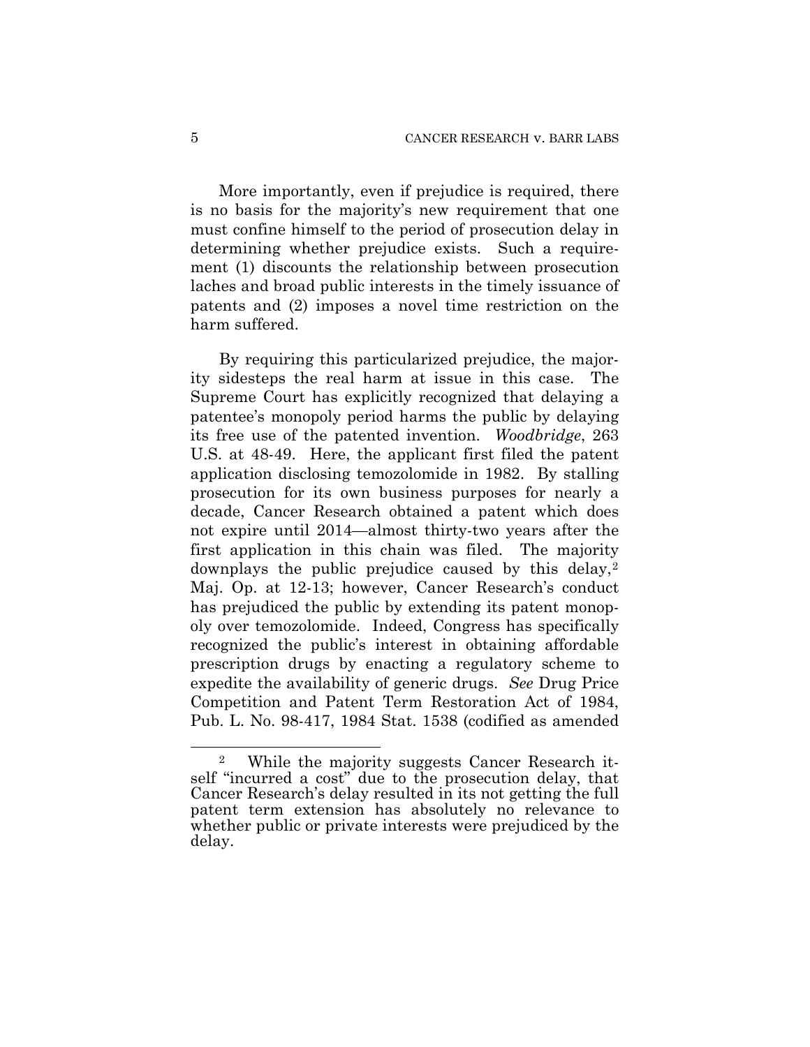More importantly, even if prejudice is required, there is no basis for the majority's new requirement that one must confine himself to the period of prosecution delay in determining whether prejudice exists. Such a requirement (1) discounts the relationship between prosecution laches and broad public interests in the timely issuance of patents and (2) imposes a novel time restriction on the harm suffered.

By requiring this particularized prejudice, the majority sidesteps the real harm at issue in this case. The Supreme Court has explicitly recognized that delaying a patentee's monopoly period harms the public by delaying its free use of the patented invention. *Woodbridge*, 263 U.S. at 48-49. Here, the applicant first filed the patent application disclosing temozolomide in 1982. By stalling prosecution for its own business purposes for nearly a decade, Cancer Research obtained a patent which does not expire until 2014—almost thirty-two years after the first application in this chain was filed. The majority downplays the public prejudice caused by this delay,[2] Maj. Op. at 12-13; however, Cancer Research's conduct has prejudiced the public by extending its patent monopoly over temozolomide. Indeed, Congress has specifically recognized the public's interest in obtaining affordable prescription drugs by enacting a regulatory scheme to expedite the availability of generic drugs. *See* Drug Price Competition and Patent Term Restoration Act of 1984, Pub. L. No. 98-417, 1984 Stat. 1538 (codified as amended

[2] While the majority suggests Cancer Research itself "incurred a cost" due to the prosecution delay, that Cancer Research's delay resulted in its not getting the full patent term extension has absolutely no relevance to whether public or private interests were prejudiced by the delay.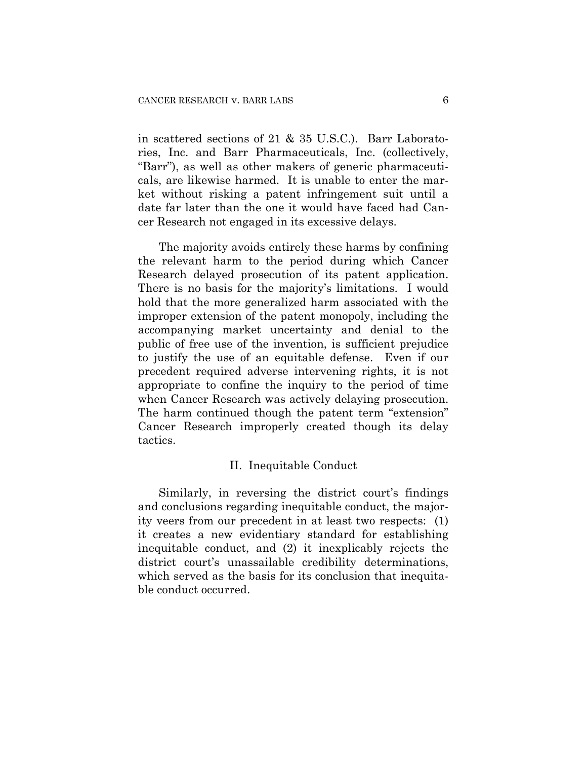in scattered sections of 21 & 35 U.S.C.). Barr Laboratories, Inc. and Barr Pharmaceuticals, Inc. (collectively, "Barr"), as well as other makers of generic pharmaceuticals, are likewise harmed. It is unable to enter the market without risking a patent infringement suit until a date far later than the one it would have faced had Cancer Research not engaged in its excessive delays.

The majority avoids entirely these harms by confining the relevant harm to the period during which Cancer Research delayed prosecution of its patent application. There is no basis for the majority's limitations. I would hold that the more generalized harm associated with the improper extension of the patent monopoly, including the accompanying market uncertainty and denial to the public of free use of the invention, is sufficient prejudice to justify the use of an equitable defense. Even if our precedent required adverse intervening rights, it is not appropriate to confine the inquiry to the period of time when Cancer Research was actively delaying prosecution. The harm continued though the patent term "extension" Cancer Research improperly created though its delay tactics.

## II. Inequitable Conduct

Similarly, in reversing the district court's findings and conclusions regarding inequitable conduct, the majority veers from our precedent in at least two respects: (1) it creates a new evidentiary standard for establishing inequitable conduct, and (2) it inexplicably rejects the district court's unassailable credibility determinations, which served as the basis for its conclusion that inequitable conduct occurred.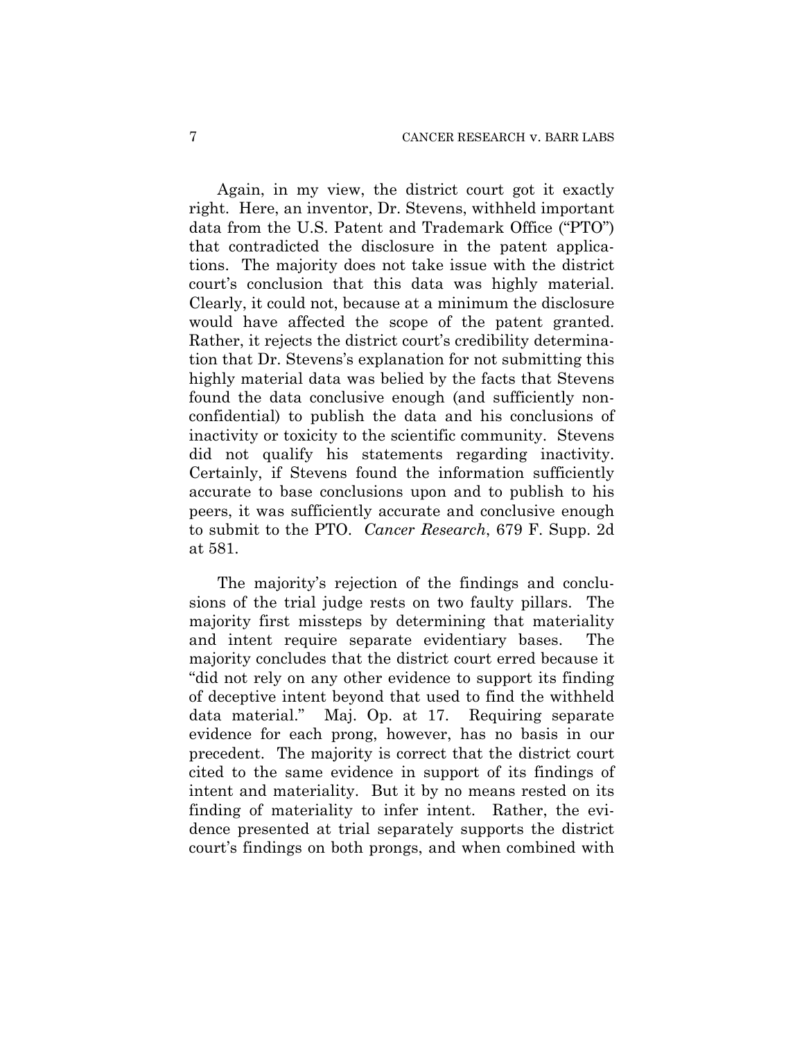Again, in my view, the district court got it exactly right. Here, an inventor, Dr. Stevens, withheld important data from the U.S. Patent and Trademark Office ("PTO") that contradicted the disclosure in the patent applications. The majority does not take issue with the district court's conclusion that this data was highly material. Clearly, it could not, because at a minimum the disclosure would have affected the scope of the patent granted. Rather, it rejects the district court's credibility determination that Dr. Stevens's explanation for not submitting this highly material data was belied by the facts that Stevens found the data conclusive enough (and sufficiently non-confidential) to publish the data and his conclusions of inactivity or toxicity to the scientific community. Stevens did not qualify his statements regarding inactivity. Certainly, if Stevens found the information sufficiently accurate to base conclusions upon and to publish to his peers, it was sufficiently accurate and conclusive enough to submit to the PTO. *Cancer Research*, 679 F. Supp. 2d at 581.

The majority's rejection of the findings and conclusions of the trial judge rests on two faulty pillars. The majority first missteps by determining that materiality and intent require separate evidentiary bases. The majority concludes that the district court erred because it "did not rely on any other evidence to support its finding of deceptive intent beyond that used to find the withheld data material." Maj. Op. at 17. Requiring separate evidence for each prong, however, has no basis in our precedent. The majority is correct that the district court cited to the same evidence in support of its findings of intent and materiality. But it by no means rested on its finding of materiality to infer intent. Rather, the evidence presented at trial separately supports the district court's findings on both prongs, and when combined with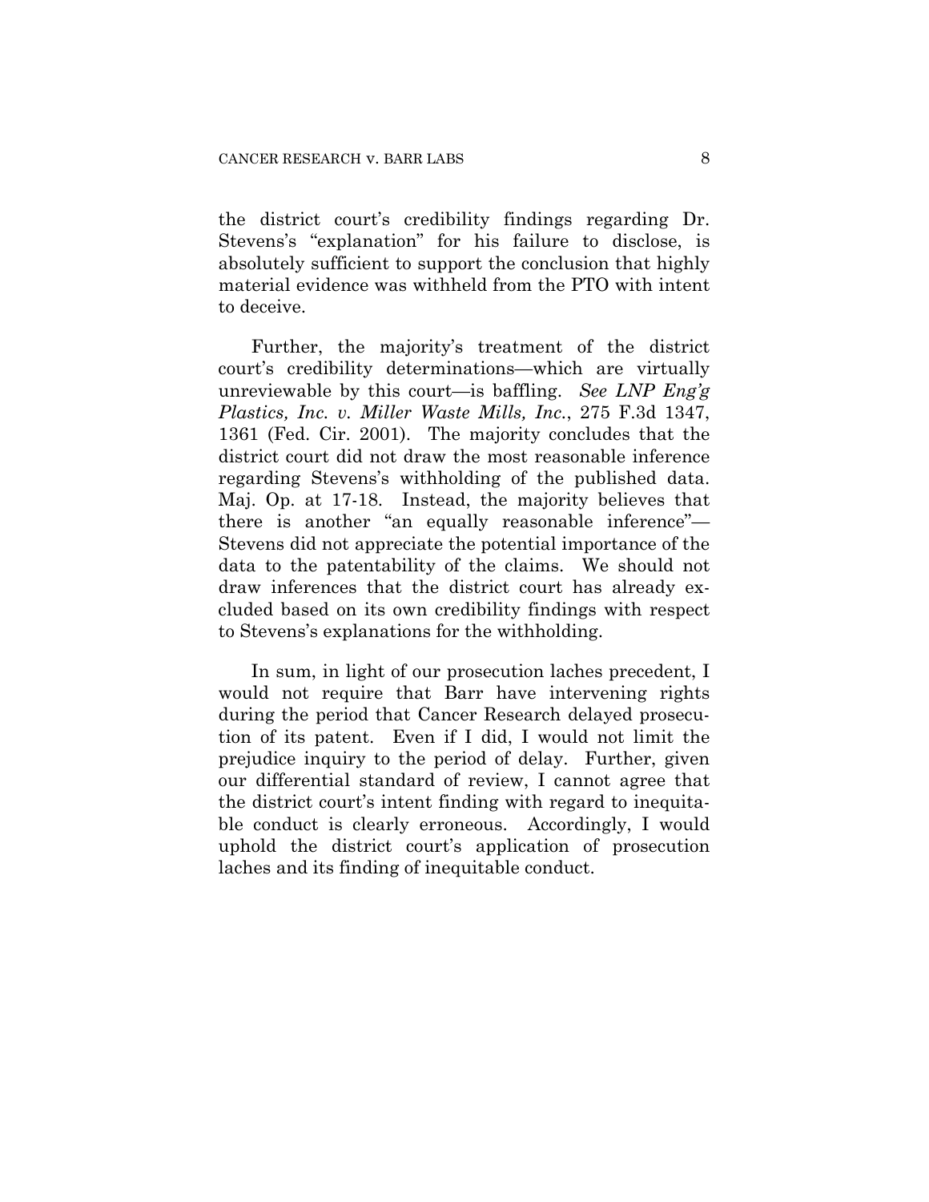the district court's credibility findings regarding Dr. Stevens's "explanation" for his failure to disclose, is absolutely sufficient to support the conclusion that highly material evidence was withheld from the PTO with intent to deceive.

Further, the majority's treatment of the district court's credibility determinations—which are virtually unreviewable by this court—is baffling. *See LNP Eng'g Plastics, Inc. v. Miller Waste Mills, Inc.*, 275 F.3d 1347, 1361 (Fed. Cir. 2001). The majority concludes that the district court did not draw the most reasonable inference regarding Stevens's withholding of the published data. Maj. Op. at 17-18. Instead, the majority believes that there is another "an equally reasonable inference"—Stevens did not appreciate the potential importance of the data to the patentability of the claims. We should not draw inferences that the district court has already excluded based on its own credibility findings with respect to Stevens's explanations for the withholding.

In sum, in light of our prosecution laches precedent, I would not require that Barr have intervening rights during the period that Cancer Research delayed prosecution of its patent. Even if I did, I would not limit the prejudice inquiry to the period of delay. Further, given our differential standard of review, I cannot agree that the district court's intent finding with regard to inequitable conduct is clearly erroneous. Accordingly, I would uphold the district court's application of prosecution laches and its finding of inequitable conduct.